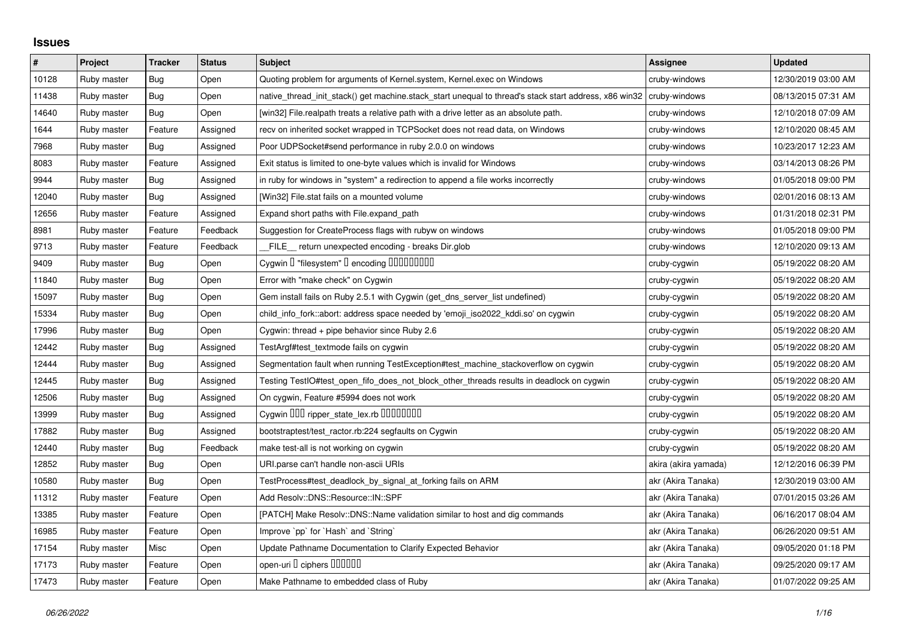## Issues

| # | Project | Tracker | Status | Subject | Assignee | Updated |
|---|---|---|---|---|---|---|
| 10128 | Ruby master | Bug | Open | Quoting problem for arguments of Kernel.system, Kernel.exec on Windows | cruby-windows | 12/30/2019 03:00 AM |
| 11438 | Ruby master | Bug | Open | native_thread_init_stack() get machine.stack_start unequal to thread's stack start address, x86 win32 | cruby-windows | 08/13/2015 07:31 AM |
| 14640 | Ruby master | Bug | Open | [win32] File.realpath treats a relative path with a drive letter as an absolute path. | cruby-windows | 12/10/2018 07:09 AM |
| 1644 | Ruby master | Feature | Assigned | recv on inherited socket wrapped in TCPSocket does not read data, on Windows | cruby-windows | 12/10/2020 08:45 AM |
| 7968 | Ruby master | Bug | Assigned | Poor UDPSocket#send performance in ruby 2.0.0 on windows | cruby-windows | 10/23/2017 12:23 AM |
| 8083 | Ruby master | Feature | Assigned | Exit status is limited to one-byte values which is invalid for Windows | cruby-windows | 03/14/2013 08:26 PM |
| 9944 | Ruby master | Bug | Assigned | in ruby for windows in "system" a redirection to append a file works incorrectly | cruby-windows | 01/05/2018 09:00 PM |
| 12040 | Ruby master | Bug | Assigned | [Win32] File.stat fails on a mounted volume | cruby-windows | 02/01/2016 08:13 AM |
| 12656 | Ruby master | Feature | Assigned | Expand short paths with File.expand_path | cruby-windows | 01/31/2018 02:31 PM |
| 8981 | Ruby master | Feature | Feedback | Suggestion for CreateProcess flags with rubyw on windows | cruby-windows | 01/05/2018 09:00 PM |
| 9713 | Ruby master | Feature | Feedback | __FILE__ return unexpected encoding - breaks Dir.glob | cruby-windows | 12/10/2020 09:13 AM |
| 9409 | Ruby master | Bug | Open | Cygwin □ "filesystem" □ encoding □□□□□□□□□ | cruby-cygwin | 05/19/2022 08:20 AM |
| 11840 | Ruby master | Bug | Open | Error with "make check" on Cygwin | cruby-cygwin | 05/19/2022 08:20 AM |
| 15097 | Ruby master | Bug | Open | Gem install fails on Ruby 2.5.1 with Cygwin (get_dns_server_list undefined) | cruby-cygwin | 05/19/2022 08:20 AM |
| 15334 | Ruby master | Bug | Open | child_info_fork::abort: address space needed by 'emoji_iso2022_kddi.so' on cygwin | cruby-cygwin | 05/19/2022 08:20 AM |
| 17996 | Ruby master | Bug | Open | Cygwin: thread + pipe behavior since Ruby 2.6 | cruby-cygwin | 05/19/2022 08:20 AM |
| 12442 | Ruby master | Bug | Assigned | TestArgf#test_textmode fails on cygwin | cruby-cygwin | 05/19/2022 08:20 AM |
| 12444 | Ruby master | Bug | Assigned | Segmentation fault when running TestException#test_machine_stackoverflow on cygwin | cruby-cygwin | 05/19/2022 08:20 AM |
| 12445 | Ruby master | Bug | Assigned | Testing TestIO#test_open_fifo_does_not_block_other_threads results in deadlock on cygwin | cruby-cygwin | 05/19/2022 08:20 AM |
| 12506 | Ruby master | Bug | Assigned | On cygwin, Feature #5994 does not work | cruby-cygwin | 05/19/2022 08:20 AM |
| 13999 | Ruby master | Bug | Assigned | Cygwin □□□ ripper_state_lex.rb □□□□□□□□ | cruby-cygwin | 05/19/2022 08:20 AM |
| 17882 | Ruby master | Bug | Assigned | bootstraptest/test_ractor.rb:224 segfaults on Cygwin | cruby-cygwin | 05/19/2022 08:20 AM |
| 12440 | Ruby master | Bug | Feedback | make test-all is not working on cygwin | cruby-cygwin | 05/19/2022 08:20 AM |
| 12852 | Ruby master | Bug | Open | URI.parse can't handle non-ascii URIs | akira (akira yamada) | 12/12/2016 06:39 PM |
| 10580 | Ruby master | Bug | Open | TestProcess#test_deadlock_by_signal_at_forking fails on ARM | akr (Akira Tanaka) | 12/30/2019 03:00 AM |
| 11312 | Ruby master | Feature | Open | Add Resolv::DNS::Resource::IN::SPF | akr (Akira Tanaka) | 07/01/2015 03:26 AM |
| 13385 | Ruby master | Feature | Open | [PATCH] Make Resolv::DNS::Name validation similar to host and dig commands | akr (Akira Tanaka) | 06/16/2017 08:04 AM |
| 16985 | Ruby master | Feature | Open | Improve `pp` for `Hash` and `String` | akr (Akira Tanaka) | 06/26/2020 09:51 AM |
| 17154 | Ruby master | Misc | Open | Update Pathname Documentation to Clarify Expected Behavior | akr (Akira Tanaka) | 09/05/2020 01:18 PM |
| 17173 | Ruby master | Feature | Open | open-uri □ ciphers □□□□□□ | akr (Akira Tanaka) | 09/25/2020 09:17 AM |
| 17473 | Ruby master | Feature | Open | Make Pathname to embedded class of Ruby | akr (Akira Tanaka) | 01/07/2022 09:25 AM |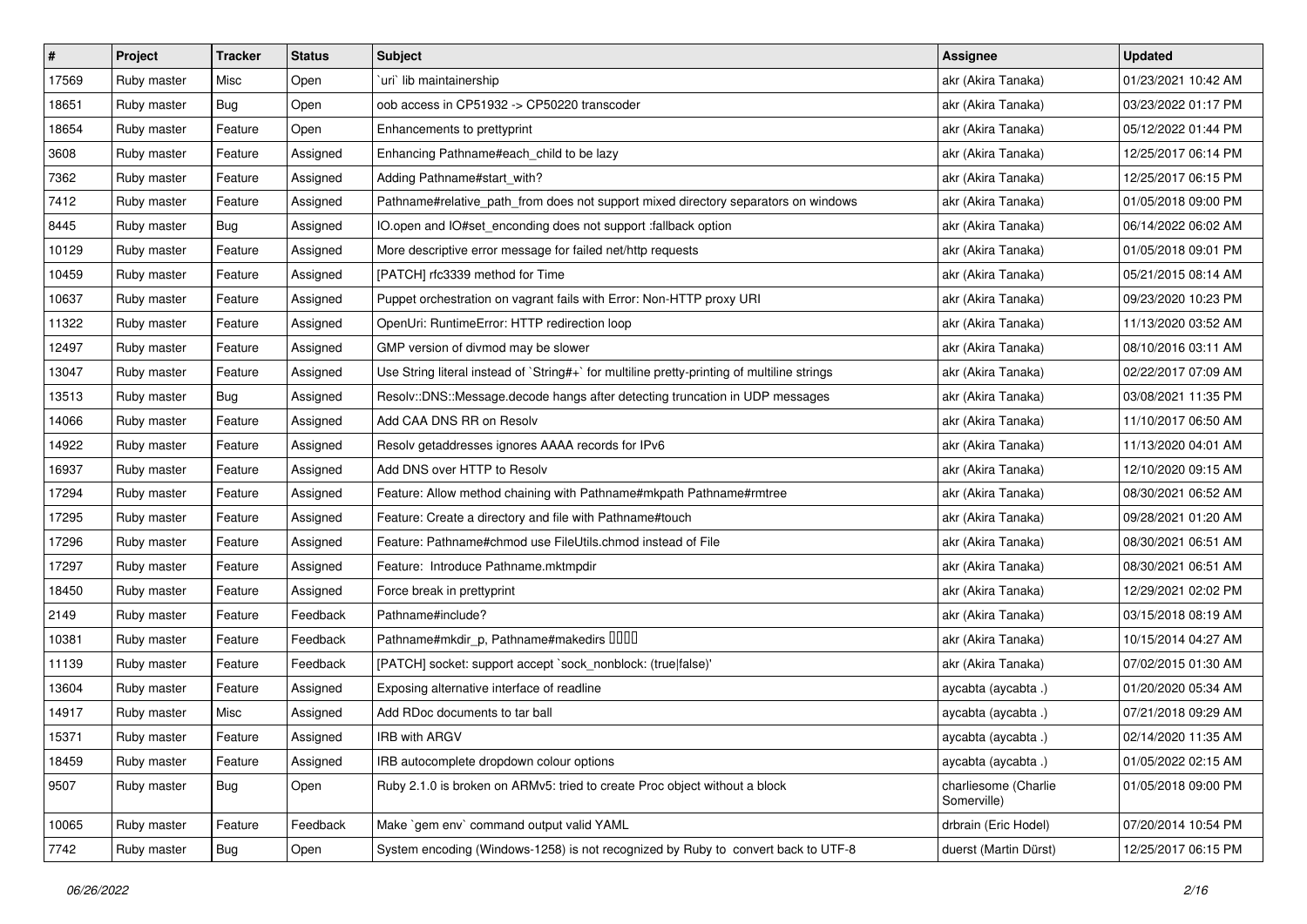| # | Project | Tracker | Status | Subject | Assignee | Updated |
|---|---|---|---|---|---|---|
| 17569 | Ruby master | Misc | Open | `uri` lib maintainership | akr (Akira Tanaka) | 01/23/2021 10:42 AM |
| 18651 | Ruby master | Bug | Open | oob access in CP51932 -> CP50220 transcoder | akr (Akira Tanaka) | 03/23/2022 01:17 PM |
| 18654 | Ruby master | Feature | Open | Enhancements to prettyprint | akr (Akira Tanaka) | 05/12/2022 01:44 PM |
| 3608 | Ruby master | Feature | Assigned | Enhancing Pathname#each_child to be lazy | akr (Akira Tanaka) | 12/25/2017 06:14 PM |
| 7362 | Ruby master | Feature | Assigned | Adding Pathname#start_with? | akr (Akira Tanaka) | 12/25/2017 06:15 PM |
| 7412 | Ruby master | Feature | Assigned | Pathname#relative_path_from does not support mixed directory separators on windows | akr (Akira Tanaka) | 01/05/2018 09:00 PM |
| 8445 | Ruby master | Bug | Assigned | IO.open and IO#set_enconding does not support :fallback option | akr (Akira Tanaka) | 06/14/2022 06:02 AM |
| 10129 | Ruby master | Feature | Assigned | More descriptive error message for failed net/http requests | akr (Akira Tanaka) | 01/05/2018 09:01 PM |
| 10459 | Ruby master | Feature | Assigned | [PATCH] rfc3339 method for Time | akr (Akira Tanaka) | 05/21/2015 08:14 AM |
| 10637 | Ruby master | Feature | Assigned | Puppet orchestration on vagrant fails with Error: Non-HTTP proxy URI | akr (Akira Tanaka) | 09/23/2020 10:23 PM |
| 11322 | Ruby master | Feature | Assigned | OpenUri: RuntimeError: HTTP redirection loop | akr (Akira Tanaka) | 11/13/2020 03:52 AM |
| 12497 | Ruby master | Feature | Assigned | GMP version of divmod may be slower | akr (Akira Tanaka) | 08/10/2016 03:11 AM |
| 13047 | Ruby master | Feature | Assigned | Use String literal instead of `String#+` for multiline pretty-printing of multiline strings | akr (Akira Tanaka) | 02/22/2017 07:09 AM |
| 13513 | Ruby master | Bug | Assigned | Resolv::DNS::Message.decode hangs after detecting truncation in UDP messages | akr (Akira Tanaka) | 03/08/2021 11:35 PM |
| 14066 | Ruby master | Feature | Assigned | Add CAA DNS RR on Resolv | akr (Akira Tanaka) | 11/10/2017 06:50 AM |
| 14922 | Ruby master | Feature | Assigned | Resolv getaddresses ignores AAAA records for IPv6 | akr (Akira Tanaka) | 11/13/2020 04:01 AM |
| 16937 | Ruby master | Feature | Assigned | Add DNS over HTTP to Resolv | akr (Akira Tanaka) | 12/10/2020 09:15 AM |
| 17294 | Ruby master | Feature | Assigned | Feature: Allow method chaining with Pathname#mkpath Pathname#rmtree | akr (Akira Tanaka) | 08/30/2021 06:52 AM |
| 17295 | Ruby master | Feature | Assigned | Feature: Create a directory and file with Pathname#touch | akr (Akira Tanaka) | 09/28/2021 01:20 AM |
| 17296 | Ruby master | Feature | Assigned | Feature: Pathname#chmod use FileUtils.chmod instead of File | akr (Akira Tanaka) | 08/30/2021 06:51 AM |
| 17297 | Ruby master | Feature | Assigned | Feature: Introduce Pathname.mktmpdir | akr (Akira Tanaka) | 08/30/2021 06:51 AM |
| 18450 | Ruby master | Feature | Assigned | Force break in prettyprint | akr (Akira Tanaka) | 12/29/2021 02:02 PM |
| 2149 | Ruby master | Feature | Feedback | Pathname#include? | akr (Akira Tanaka) | 03/15/2018 08:19 AM |
| 10381 | Ruby master | Feature | Feedback | Pathname#mkdir_p, Pathname#makedirs ���� | akr (Akira Tanaka) | 10/15/2014 04:27 AM |
| 11139 | Ruby master | Feature | Feedback | [PATCH] socket: support accept `sock_nonblock: (true\|false)' | akr (Akira Tanaka) | 07/02/2015 01:30 AM |
| 13604 | Ruby master | Feature | Assigned | Exposing alternative interface of readline | aycabta (aycabta .) | 01/20/2020 05:34 AM |
| 14917 | Ruby master | Misc | Assigned | Add RDoc documents to tar ball | aycabta (aycabta .) | 07/21/2018 09:29 AM |
| 15371 | Ruby master | Feature | Assigned | IRB with ARGV | aycabta (aycabta .) | 02/14/2020 11:35 AM |
| 18459 | Ruby master | Feature | Assigned | IRB autocomplete dropdown colour options | aycabta (aycabta .) | 01/05/2022 02:15 AM |
| 9507 | Ruby master | Bug | Open | Ruby 2.1.0 is broken on ARMv5: tried to create Proc object without a block | charliesome (Charlie Somerville) | 01/05/2018 09:00 PM |
| 10065 | Ruby master | Feature | Feedback | Make `gem env` command output valid YAML | drbrain (Eric Hodel) | 07/20/2014 10:54 PM |
| 7742 | Ruby master | Bug | Open | System encoding (Windows-1258) is not recognized by Ruby to convert back to UTF-8 | duerst (Martin Dürst) | 12/25/2017 06:15 PM |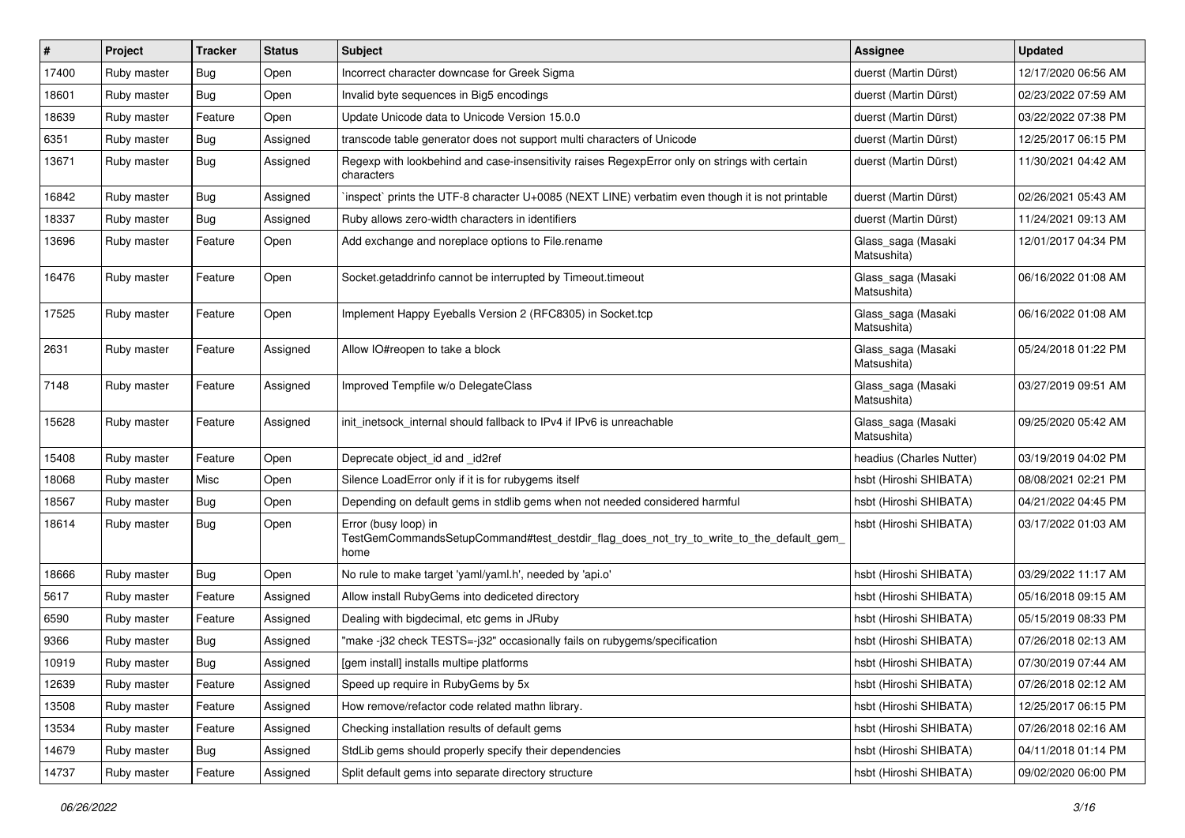| # | Project | Tracker | Status | Subject | Assignee | Updated |
| --- | --- | --- | --- | --- | --- | --- |
| 17400 | Ruby master | Bug | Open | Incorrect character downcase for Greek Sigma | duerst (Martin Dürst) | 12/17/2020 06:56 AM |
| 18601 | Ruby master | Bug | Open | Invalid byte sequences in Big5 encodings | duerst (Martin Dürst) | 02/23/2022 07:59 AM |
| 18639 | Ruby master | Feature | Open | Update Unicode data to Unicode Version 15.0.0 | duerst (Martin Dürst) | 03/22/2022 07:38 PM |
| 6351 | Ruby master | Bug | Assigned | transcode table generator does not support multi characters of Unicode | duerst (Martin Dürst) | 12/25/2017 06:15 PM |
| 13671 | Ruby master | Bug | Assigned | Regexp with lookbehind and case-insensitivity raises RegexpError only on strings with certain characters | duerst (Martin Dürst) | 11/30/2021 04:42 AM |
| 16842 | Ruby master | Bug | Assigned | `inspect` prints the UTF-8 character U+0085 (NEXT LINE) verbatim even though it is not printable | duerst (Martin Dürst) | 02/26/2021 05:43 AM |
| 18337 | Ruby master | Bug | Assigned | Ruby allows zero-width characters in identifiers | duerst (Martin Dürst) | 11/24/2021 09:13 AM |
| 13696 | Ruby master | Feature | Open | Add exchange and noreplace options to File.rename | Glass_saga (Masaki Matsushita) | 12/01/2017 04:34 PM |
| 16476 | Ruby master | Feature | Open | Socket.getaddrinfo cannot be interrupted by Timeout.timeout | Glass_saga (Masaki Matsushita) | 06/16/2022 01:08 AM |
| 17525 | Ruby master | Feature | Open | Implement Happy Eyeballs Version 2 (RFC8305) in Socket.tcp | Glass_saga (Masaki Matsushita) | 06/16/2022 01:08 AM |
| 2631 | Ruby master | Feature | Assigned | Allow IO#reopen to take a block | Glass_saga (Masaki Matsushita) | 05/24/2018 01:22 PM |
| 7148 | Ruby master | Feature | Assigned | Improved Tempfile w/o DelegateClass | Glass_saga (Masaki Matsushita) | 03/27/2019 09:51 AM |
| 15628 | Ruby master | Feature | Assigned | init_inetsock_internal should fallback to IPv4 if IPv6 is unreachable | Glass_saga (Masaki Matsushita) | 09/25/2020 05:42 AM |
| 15408 | Ruby master | Feature | Open | Deprecate object_id and _id2ref | headius (Charles Nutter) | 03/19/2019 04:02 PM |
| 18068 | Ruby master | Misc | Open | Silence LoadError only if it is for rubygems itself | hsbt (Hiroshi SHIBATA) | 08/08/2021 02:21 PM |
| 18567 | Ruby master | Bug | Open | Depending on default gems in stdlib gems when not needed considered harmful | hsbt (Hiroshi SHIBATA) | 04/21/2022 04:45 PM |
| 18614 | Ruby master | Bug | Open | Error (busy loop) in TestGemCommandsSetupCommand#test_destdir_flag_does_not_try_to_write_to_the_default_gem_home | hsbt (Hiroshi SHIBATA) | 03/17/2022 01:03 AM |
| 18666 | Ruby master | Bug | Open | No rule to make target 'yaml/yaml.h', needed by 'api.o' | hsbt (Hiroshi SHIBATA) | 03/29/2022 11:17 AM |
| 5617 | Ruby master | Feature | Assigned | Allow install RubyGems into dediceted directory | hsbt (Hiroshi SHIBATA) | 05/16/2018 09:15 AM |
| 6590 | Ruby master | Feature | Assigned | Dealing with bigdecimal, etc gems in JRuby | hsbt (Hiroshi SHIBATA) | 05/15/2019 08:33 PM |
| 9366 | Ruby master | Bug | Assigned | "make -j32 check TESTS=-j32" occasionally fails on rubygems/specification | hsbt (Hiroshi SHIBATA) | 07/26/2018 02:13 AM |
| 10919 | Ruby master | Bug | Assigned | [gem install] installs multipe platforms | hsbt (Hiroshi SHIBATA) | 07/30/2019 07:44 AM |
| 12639 | Ruby master | Feature | Assigned | Speed up require in RubyGems by 5x | hsbt (Hiroshi SHIBATA) | 07/26/2018 02:12 AM |
| 13508 | Ruby master | Feature | Assigned | How remove/refactor code related mathn library. | hsbt (Hiroshi SHIBATA) | 12/25/2017 06:15 PM |
| 13534 | Ruby master | Feature | Assigned | Checking installation results of default gems | hsbt (Hiroshi SHIBATA) | 07/26/2018 02:16 AM |
| 14679 | Ruby master | Bug | Assigned | StdLib gems should properly specify their dependencies | hsbt (Hiroshi SHIBATA) | 04/11/2018 01:14 PM |
| 14737 | Ruby master | Feature | Assigned | Split default gems into separate directory structure | hsbt (Hiroshi SHIBATA) | 09/02/2020 06:00 PM |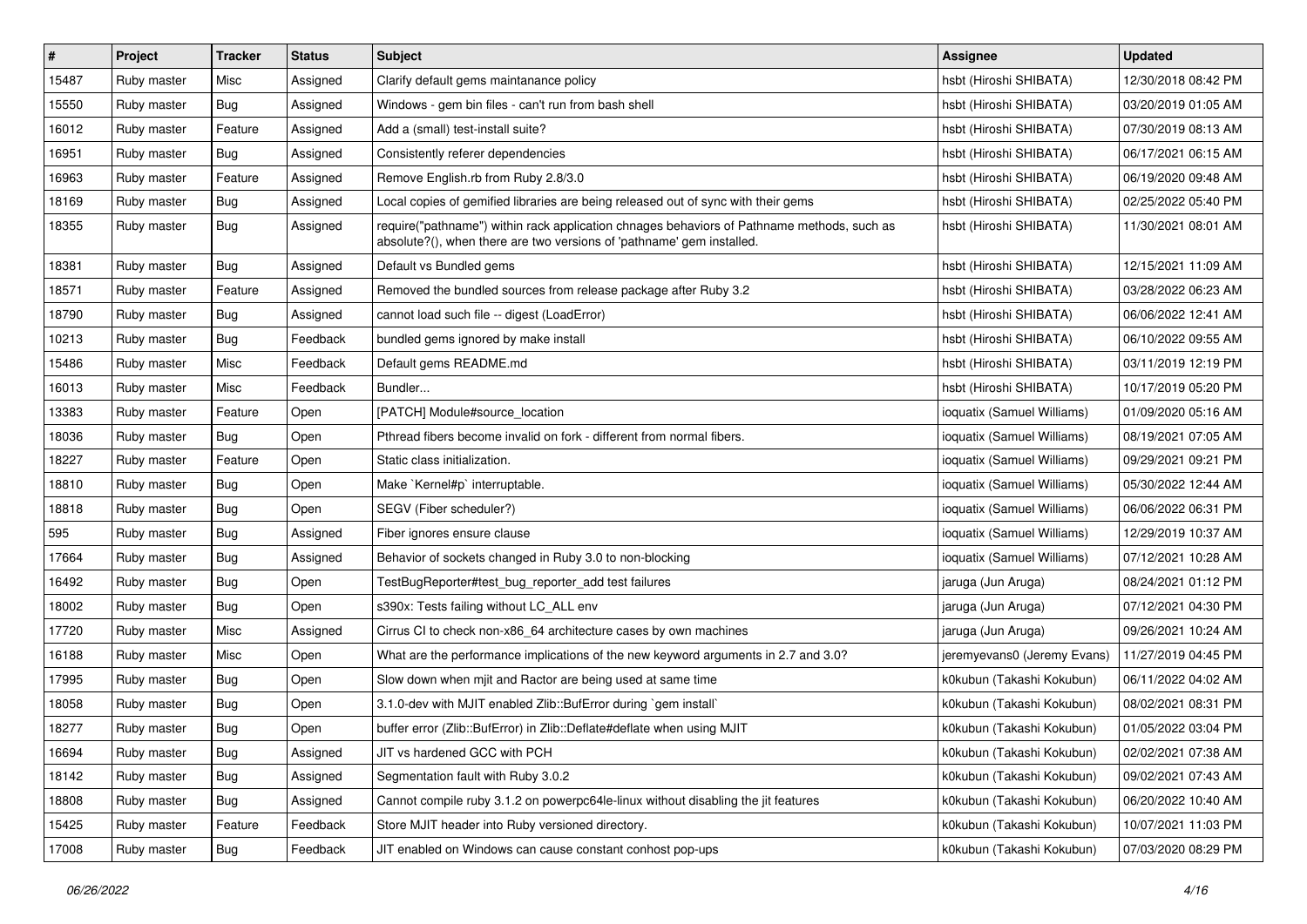| # | Project | Tracker | Status | Subject | Assignee | Updated |
|---|---|---|---|---|---|---|
| 15487 | Ruby master | Misc | Assigned | Clarify default gems maintanance policy | hsbt (Hiroshi SHIBATA) | 12/30/2018 08:42 PM |
| 15550 | Ruby master | Bug | Assigned | Windows - gem bin files - can't run from bash shell | hsbt (Hiroshi SHIBATA) | 03/20/2019 01:05 AM |
| 16012 | Ruby master | Feature | Assigned | Add a (small) test-install suite? | hsbt (Hiroshi SHIBATA) | 07/30/2019 08:13 AM |
| 16951 | Ruby master | Bug | Assigned | Consistently referer dependencies | hsbt (Hiroshi SHIBATA) | 06/17/2021 06:15 AM |
| 16963 | Ruby master | Feature | Assigned | Remove English.rb from Ruby 2.8/3.0 | hsbt (Hiroshi SHIBATA) | 06/19/2020 09:48 AM |
| 18169 | Ruby master | Bug | Assigned | Local copies of gemified libraries are being released out of sync with their gems | hsbt (Hiroshi SHIBATA) | 02/25/2022 05:40 PM |
| 18355 | Ruby master | Bug | Assigned | require("pathname") within rack application chnages behaviors of Pathname methods, such as absolute?(), when there are two versions of 'pathname' gem installed. | hsbt (Hiroshi SHIBATA) | 11/30/2021 08:01 AM |
| 18381 | Ruby master | Bug | Assigned | Default vs Bundled gems | hsbt (Hiroshi SHIBATA) | 12/15/2021 11:09 AM |
| 18571 | Ruby master | Feature | Assigned | Removed the bundled sources from release package after Ruby 3.2 | hsbt (Hiroshi SHIBATA) | 03/28/2022 06:23 AM |
| 18790 | Ruby master | Bug | Assigned | cannot load such file -- digest (LoadError) | hsbt (Hiroshi SHIBATA) | 06/06/2022 12:41 AM |
| 10213 | Ruby master | Bug | Feedback | bundled gems ignored by make install | hsbt (Hiroshi SHIBATA) | 06/10/2022 09:55 AM |
| 15486 | Ruby master | Misc | Feedback | Default gems README.md | hsbt (Hiroshi SHIBATA) | 03/11/2019 12:19 PM |
| 16013 | Ruby master | Misc | Feedback | Bundler... | hsbt (Hiroshi SHIBATA) | 10/17/2019 05:20 PM |
| 13383 | Ruby master | Feature | Open | [PATCH] Module#source_location | ioquatix (Samuel Williams) | 01/09/2020 05:16 AM |
| 18036 | Ruby master | Bug | Open | Pthread fibers become invalid on fork - different from normal fibers. | ioquatix (Samuel Williams) | 08/19/2021 07:05 AM |
| 18227 | Ruby master | Feature | Open | Static class initialization. | ioquatix (Samuel Williams) | 09/29/2021 09:21 PM |
| 18810 | Ruby master | Bug | Open | Make `Kernel#p` interruptable. | ioquatix (Samuel Williams) | 05/30/2022 12:44 AM |
| 18818 | Ruby master | Bug | Open | SEGV (Fiber scheduler?) | ioquatix (Samuel Williams) | 06/06/2022 06:31 PM |
| 595 | Ruby master | Bug | Assigned | Fiber ignores ensure clause | ioquatix (Samuel Williams) | 12/29/2019 10:37 AM |
| 17664 | Ruby master | Bug | Assigned | Behavior of sockets changed in Ruby 3.0 to non-blocking | ioquatix (Samuel Williams) | 07/12/2021 10:28 AM |
| 16492 | Ruby master | Bug | Open | TestBugReporter#test_bug_reporter_add test failures | jaruga (Jun Aruga) | 08/24/2021 01:12 PM |
| 18002 | Ruby master | Bug | Open | s390x: Tests failing without LC_ALL env | jaruga (Jun Aruga) | 07/12/2021 04:30 PM |
| 17720 | Ruby master | Misc | Assigned | Cirrus CI to check non-x86_64 architecture cases by own machines | jaruga (Jun Aruga) | 09/26/2021 10:24 AM |
| 16188 | Ruby master | Misc | Open | What are the performance implications of the new keyword arguments in 2.7 and 3.0? | jeremyevans0 (Jeremy Evans) | 11/27/2019 04:45 PM |
| 17995 | Ruby master | Bug | Open | Slow down when mjit and Ractor are being used at same time | k0kubun (Takashi Kokubun) | 06/11/2022 04:02 AM |
| 18058 | Ruby master | Bug | Open | 3.1.0-dev with MJIT enabled Zlib::BufError during `gem install` | k0kubun (Takashi Kokubun) | 08/02/2021 08:31 PM |
| 18277 | Ruby master | Bug | Open | buffer error (Zlib::BufError) in Zlib::Deflate#deflate when using MJIT | k0kubun (Takashi Kokubun) | 01/05/2022 03:04 PM |
| 16694 | Ruby master | Bug | Assigned | JIT vs hardened GCC with PCH | k0kubun (Takashi Kokubun) | 02/02/2021 07:38 AM |
| 18142 | Ruby master | Bug | Assigned | Segmentation fault with Ruby 3.0.2 | k0kubun (Takashi Kokubun) | 09/02/2021 07:43 AM |
| 18808 | Ruby master | Bug | Assigned | Cannot compile ruby 3.1.2 on powerpc64le-linux without disabling the jit features | k0kubun (Takashi Kokubun) | 06/20/2022 10:40 AM |
| 15425 | Ruby master | Feature | Feedback | Store MJIT header into Ruby versioned directory. | k0kubun (Takashi Kokubun) | 10/07/2021 11:03 PM |
| 17008 | Ruby master | Bug | Feedback | JIT enabled on Windows can cause constant conhost pop-ups | k0kubun (Takashi Kokubun) | 07/03/2020 08:29 PM |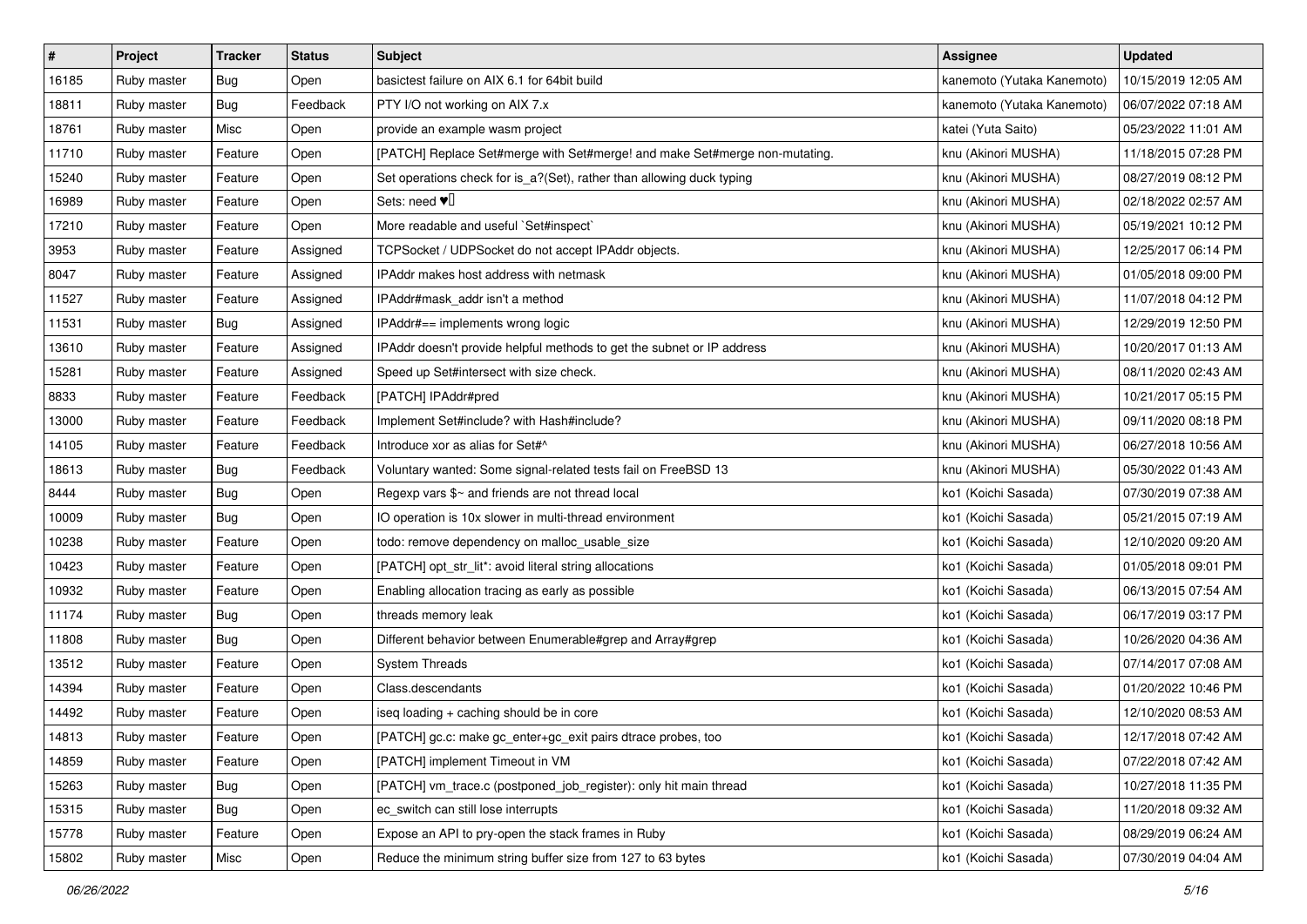| # | Project | Tracker | Status | Subject | Assignee | Updated |
|---|---|---|---|---|---|---|
| 16185 | Ruby master | Bug | Open | basictest failure on AIX 6.1 for 64bit build | kanemoto (Yutaka Kanemoto) | 10/15/2019 12:05 AM |
| 18811 | Ruby master | Bug | Feedback | PTY I/O not working on AIX 7.x | kanemoto (Yutaka Kanemoto) | 06/07/2022 07:18 AM |
| 18761 | Ruby master | Misc | Open | provide an example wasm project | katei (Yuta Saito) | 05/23/2022 11:01 AM |
| 11710 | Ruby master | Feature | Open | [PATCH] Replace Set#merge with Set#merge! and make Set#merge non-mutating. | knu (Akinori MUSHA) | 11/18/2015 07:28 PM |
| 15240 | Ruby master | Feature | Open | Set operations check for is_a?(Set), rather than allowing duck typing | knu (Akinori MUSHA) | 08/27/2019 08:12 PM |
| 16989 | Ruby master | Feature | Open | Sets: need ♥️ | knu (Akinori MUSHA) | 02/18/2022 02:57 AM |
| 17210 | Ruby master | Feature | Open | More readable and useful `Set#inspect` | knu (Akinori MUSHA) | 05/19/2021 10:12 PM |
| 3953 | Ruby master | Feature | Assigned | TCPSocket / UDPSocket do not accept IPAddr objects. | knu (Akinori MUSHA) | 12/25/2017 06:14 PM |
| 8047 | Ruby master | Feature | Assigned | IPAddr makes host address with netmask | knu (Akinori MUSHA) | 01/05/2018 09:00 PM |
| 11527 | Ruby master | Feature | Assigned | IPAddr#mask_addr isn't a method | knu (Akinori MUSHA) | 11/07/2018 04:12 PM |
| 11531 | Ruby master | Bug | Assigned | IPAddr#== implements wrong logic | knu (Akinori MUSHA) | 12/29/2019 12:50 PM |
| 13610 | Ruby master | Feature | Assigned | IPAddr doesn't provide helpful methods to get the subnet or IP address | knu (Akinori MUSHA) | 10/20/2017 01:13 AM |
| 15281 | Ruby master | Feature | Assigned | Speed up Set#intersect with size check. | knu (Akinori MUSHA) | 08/11/2020 02:43 AM |
| 8833 | Ruby master | Feature | Feedback | [PATCH] IPAddr#pred | knu (Akinori MUSHA) | 10/21/2017 05:15 PM |
| 13000 | Ruby master | Feature | Feedback | Implement Set#include? with Hash#include? | knu (Akinori MUSHA) | 09/11/2020 08:18 PM |
| 14105 | Ruby master | Feature | Feedback | Introduce xor as alias for Set#^ | knu (Akinori MUSHA) | 06/27/2018 10:56 AM |
| 18613 | Ruby master | Bug | Feedback | Voluntary wanted: Some signal-related tests fail on FreeBSD 13 | knu (Akinori MUSHA) | 05/30/2022 01:43 AM |
| 8444 | Ruby master | Bug | Open | Regexp vars $~ and friends are not thread local | ko1 (Koichi Sasada) | 07/30/2019 07:38 AM |
| 10009 | Ruby master | Bug | Open | IO operation is 10x slower in multi-thread environment | ko1 (Koichi Sasada) | 05/21/2015 07:19 AM |
| 10238 | Ruby master | Feature | Open | todo: remove dependency on malloc_usable_size | ko1 (Koichi Sasada) | 12/10/2020 09:20 AM |
| 10423 | Ruby master | Feature | Open | [PATCH] opt_str_lit*: avoid literal string allocations | ko1 (Koichi Sasada) | 01/05/2018 09:01 PM |
| 10932 | Ruby master | Feature | Open | Enabling allocation tracing as early as possible | ko1 (Koichi Sasada) | 06/13/2015 07:54 AM |
| 11174 | Ruby master | Bug | Open | threads memory leak | ko1 (Koichi Sasada) | 06/17/2019 03:17 PM |
| 11808 | Ruby master | Bug | Open | Different behavior between Enumerable#grep and Array#grep | ko1 (Koichi Sasada) | 10/26/2020 04:36 AM |
| 13512 | Ruby master | Feature | Open | System Threads | ko1 (Koichi Sasada) | 07/14/2017 07:08 AM |
| 14394 | Ruby master | Feature | Open | Class.descendants | ko1 (Koichi Sasada) | 01/20/2022 10:46 PM |
| 14492 | Ruby master | Feature | Open | iseq loading + caching should be in core | ko1 (Koichi Sasada) | 12/10/2020 08:53 AM |
| 14813 | Ruby master | Feature | Open | [PATCH] gc.c: make gc_enter+gc_exit pairs dtrace probes, too | ko1 (Koichi Sasada) | 12/17/2018 07:42 AM |
| 14859 | Ruby master | Feature | Open | [PATCH] implement Timeout in VM | ko1 (Koichi Sasada) | 07/22/2018 07:42 AM |
| 15263 | Ruby master | Bug | Open | [PATCH] vm_trace.c (postponed_job_register): only hit main thread | ko1 (Koichi Sasada) | 10/27/2018 11:35 PM |
| 15315 | Ruby master | Bug | Open | ec_switch can still lose interrupts | ko1 (Koichi Sasada) | 11/20/2018 09:32 AM |
| 15778 | Ruby master | Feature | Open | Expose an API to pry-open the stack frames in Ruby | ko1 (Koichi Sasada) | 08/29/2019 06:24 AM |
| 15802 | Ruby master | Misc | Open | Reduce the minimum string buffer size from 127 to 63 bytes | ko1 (Koichi Sasada) | 07/30/2019 04:04 AM |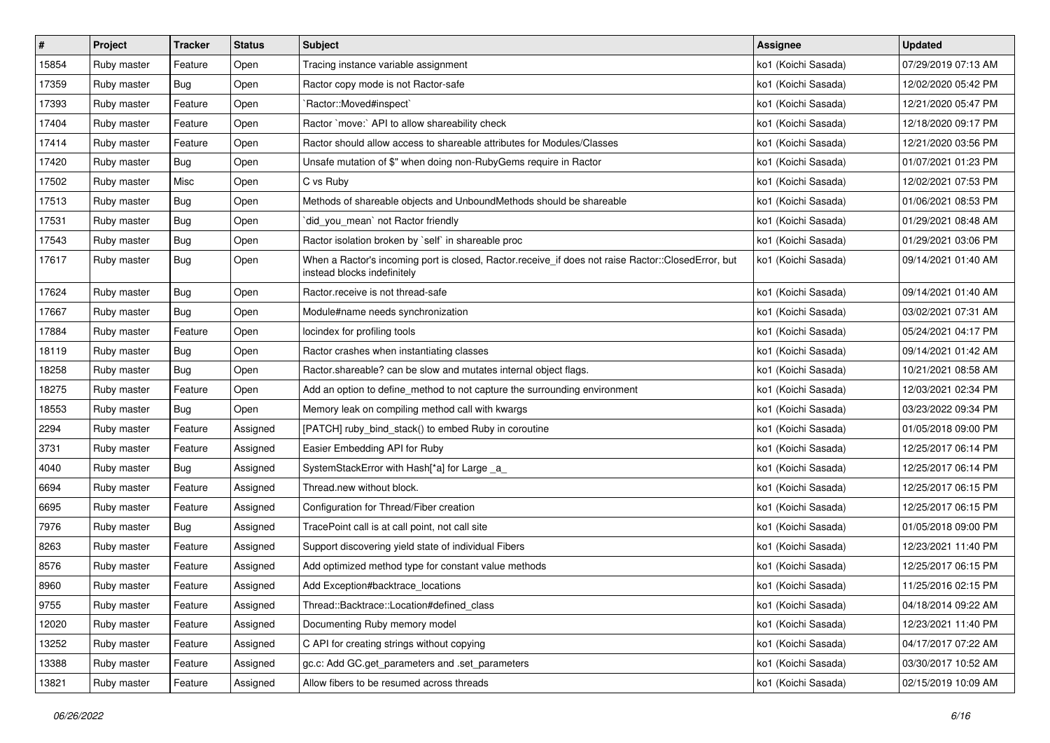| # | Project | Tracker | Status | Subject | Assignee | Updated |
|---|---|---|---|---|---|---|
| 15854 | Ruby master | Feature | Open | Tracing instance variable assignment | ko1 (Koichi Sasada) | 07/29/2019 07:13 AM |
| 17359 | Ruby master | Bug | Open | Ractor copy mode is not Ractor-safe | ko1 (Koichi Sasada) | 12/02/2020 05:42 PM |
| 17393 | Ruby master | Feature | Open | `Ractor::Moved#inspect` | ko1 (Koichi Sasada) | 12/21/2020 05:47 PM |
| 17404 | Ruby master | Feature | Open | Ractor `move:` API to allow shareability check | ko1 (Koichi Sasada) | 12/18/2020 09:17 PM |
| 17414 | Ruby master | Feature | Open | Ractor should allow access to shareable attributes for Modules/Classes | ko1 (Koichi Sasada) | 12/21/2020 03:56 PM |
| 17420 | Ruby master | Bug | Open | Unsafe mutation of $" when doing non-RubyGems require in Ractor | ko1 (Koichi Sasada) | 01/07/2021 01:23 PM |
| 17502 | Ruby master | Misc | Open | C vs Ruby | ko1 (Koichi Sasada) | 12/02/2021 07:53 PM |
| 17513 | Ruby master | Bug | Open | Methods of shareable objects and UnboundMethods should be shareable | ko1 (Koichi Sasada) | 01/06/2021 08:53 PM |
| 17531 | Ruby master | Bug | Open | `did_you_mean` not Ractor friendly | ko1 (Koichi Sasada) | 01/29/2021 08:48 AM |
| 17543 | Ruby master | Bug | Open | Ractor isolation broken by `self` in shareable proc | ko1 (Koichi Sasada) | 01/29/2021 03:06 PM |
| 17617 | Ruby master | Bug | Open | When a Ractor's incoming port is closed, Ractor.receive_if does not raise Ractor::ClosedError, but instead blocks indefinitely | ko1 (Koichi Sasada) | 09/14/2021 01:40 AM |
| 17624 | Ruby master | Bug | Open | Ractor.receive is not thread-safe | ko1 (Koichi Sasada) | 09/14/2021 01:40 AM |
| 17667 | Ruby master | Bug | Open | Module#name needs synchronization | ko1 (Koichi Sasada) | 03/02/2021 07:31 AM |
| 17884 | Ruby master | Feature | Open | locindex for profiling tools | ko1 (Koichi Sasada) | 05/24/2021 04:17 PM |
| 18119 | Ruby master | Bug | Open | Ractor crashes when instantiating classes | ko1 (Koichi Sasada) | 09/14/2021 01:42 AM |
| 18258 | Ruby master | Bug | Open | Ractor.shareable? can be slow and mutates internal object flags. | ko1 (Koichi Sasada) | 10/21/2021 08:58 AM |
| 18275 | Ruby master | Feature | Open | Add an option to define_method to not capture the surrounding environment | ko1 (Koichi Sasada) | 12/03/2021 02:34 PM |
| 18553 | Ruby master | Bug | Open | Memory leak on compiling method call with kwargs | ko1 (Koichi Sasada) | 03/23/2022 09:34 PM |
| 2294 | Ruby master | Feature | Assigned | [PATCH] ruby_bind_stack() to embed Ruby in coroutine | ko1 (Koichi Sasada) | 01/05/2018 09:00 PM |
| 3731 | Ruby master | Feature | Assigned | Easier Embedding API for Ruby | ko1 (Koichi Sasada) | 12/25/2017 06:14 PM |
| 4040 | Ruby master | Bug | Assigned | SystemStackError with Hash[*a] for Large _a_ | ko1 (Koichi Sasada) | 12/25/2017 06:14 PM |
| 6694 | Ruby master | Feature | Assigned | Thread.new without block. | ko1 (Koichi Sasada) | 12/25/2017 06:15 PM |
| 6695 | Ruby master | Feature | Assigned | Configuration for Thread/Fiber creation | ko1 (Koichi Sasada) | 12/25/2017 06:15 PM |
| 7976 | Ruby master | Bug | Assigned | TracePoint call is at call point, not call site | ko1 (Koichi Sasada) | 01/05/2018 09:00 PM |
| 8263 | Ruby master | Feature | Assigned | Support discovering yield state of individual Fibers | ko1 (Koichi Sasada) | 12/23/2021 11:40 PM |
| 8576 | Ruby master | Feature | Assigned | Add optimized method type for constant value methods | ko1 (Koichi Sasada) | 12/25/2017 06:15 PM |
| 8960 | Ruby master | Feature | Assigned | Add Exception#backtrace_locations | ko1 (Koichi Sasada) | 11/25/2016 02:15 PM |
| 9755 | Ruby master | Feature | Assigned | Thread::Backtrace::Location#defined_class | ko1 (Koichi Sasada) | 04/18/2014 09:22 AM |
| 12020 | Ruby master | Feature | Assigned | Documenting Ruby memory model | ko1 (Koichi Sasada) | 12/23/2021 11:40 PM |
| 13252 | Ruby master | Feature | Assigned | C API for creating strings without copying | ko1 (Koichi Sasada) | 04/17/2017 07:22 AM |
| 13388 | Ruby master | Feature | Assigned | gc.c: Add GC.get_parameters and .set_parameters | ko1 (Koichi Sasada) | 03/30/2017 10:52 AM |
| 13821 | Ruby master | Feature | Assigned | Allow fibers to be resumed across threads | ko1 (Koichi Sasada) | 02/15/2019 10:09 AM |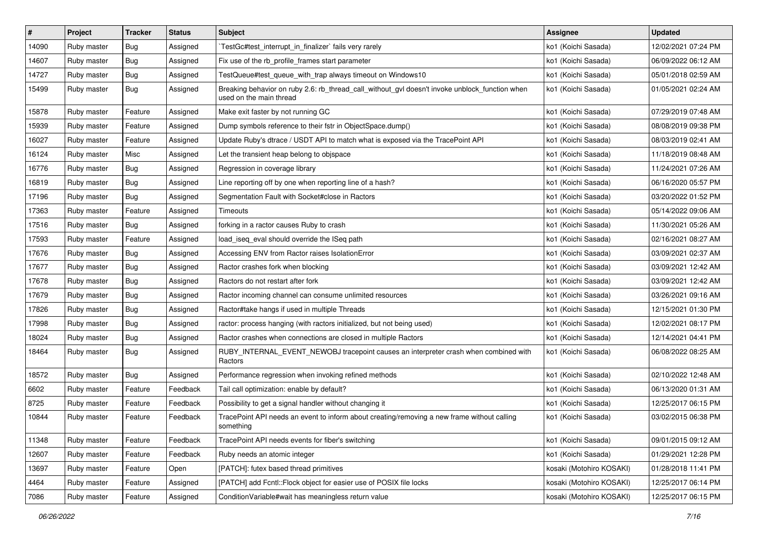| # | Project | Tracker | Status | Subject | Assignee | Updated |
|---|---|---|---|---|---|---|
| 14090 | Ruby master | Bug | Assigned | `TestGc#test_interrupt_in_finalizer` fails very rarely | ko1 (Koichi Sasada) | 12/02/2021 07:24 PM |
| 14607 | Ruby master | Bug | Assigned | Fix use of the rb_profile_frames start parameter | ko1 (Koichi Sasada) | 06/09/2022 06:12 AM |
| 14727 | Ruby master | Bug | Assigned | TestQueue#test_queue_with_trap always timeout on Windows10 | ko1 (Koichi Sasada) | 05/01/2018 02:59 AM |
| 15499 | Ruby master | Bug | Assigned | Breaking behavior on ruby 2.6: rb_thread_call_without_gvl doesn't invoke unblock_function when used on the main thread | ko1 (Koichi Sasada) | 01/05/2021 02:24 AM |
| 15878 | Ruby master | Feature | Assigned | Make exit faster by not running GC | ko1 (Koichi Sasada) | 07/29/2019 07:48 AM |
| 15939 | Ruby master | Feature | Assigned | Dump symbols reference to their fstr in ObjectSpace.dump() | ko1 (Koichi Sasada) | 08/08/2019 09:38 PM |
| 16027 | Ruby master | Feature | Assigned | Update Ruby's dtrace / USDT API to match what is exposed via the TracePoint API | ko1 (Koichi Sasada) | 08/03/2019 02:41 AM |
| 16124 | Ruby master | Misc | Assigned | Let the transient heap belong to objspace | ko1 (Koichi Sasada) | 11/18/2019 08:48 AM |
| 16776 | Ruby master | Bug | Assigned | Regression in coverage library | ko1 (Koichi Sasada) | 11/24/2021 07:26 AM |
| 16819 | Ruby master | Bug | Assigned | Line reporting off by one when reporting line of a hash? | ko1 (Koichi Sasada) | 06/16/2020 05:57 PM |
| 17196 | Ruby master | Bug | Assigned | Segmentation Fault with Socket#close in Ractors | ko1 (Koichi Sasada) | 03/20/2022 01:52 PM |
| 17363 | Ruby master | Feature | Assigned | Timeouts | ko1 (Koichi Sasada) | 05/14/2022 09:06 AM |
| 17516 | Ruby master | Bug | Assigned | forking in a ractor causes Ruby to crash | ko1 (Koichi Sasada) | 11/30/2021 05:26 AM |
| 17593 | Ruby master | Feature | Assigned | load_iseq_eval should override the ISeq path | ko1 (Koichi Sasada) | 02/16/2021 08:27 AM |
| 17676 | Ruby master | Bug | Assigned | Accessing ENV from Ractor raises IsolationError | ko1 (Koichi Sasada) | 03/09/2021 02:37 AM |
| 17677 | Ruby master | Bug | Assigned | Ractor crashes fork when blocking | ko1 (Koichi Sasada) | 03/09/2021 12:42 AM |
| 17678 | Ruby master | Bug | Assigned | Ractors do not restart after fork | ko1 (Koichi Sasada) | 03/09/2021 12:42 AM |
| 17679 | Ruby master | Bug | Assigned | Ractor incoming channel can consume unlimited resources | ko1 (Koichi Sasada) | 03/26/2021 09:16 AM |
| 17826 | Ruby master | Bug | Assigned | Ractor#take hangs if used in multiple Threads | ko1 (Koichi Sasada) | 12/15/2021 01:30 PM |
| 17998 | Ruby master | Bug | Assigned | ractor: process hanging (with ractors initialized, but not being used) | ko1 (Koichi Sasada) | 12/02/2021 08:17 PM |
| 18024 | Ruby master | Bug | Assigned | Ractor crashes when connections are closed in multiple Ractors | ko1 (Koichi Sasada) | 12/14/2021 04:41 PM |
| 18464 | Ruby master | Bug | Assigned | RUBY_INTERNAL_EVENT_NEWOBJ tracepoint causes an interpreter crash when combined with Ractors | ko1 (Koichi Sasada) | 06/08/2022 08:25 AM |
| 18572 | Ruby master | Bug | Assigned | Performance regression when invoking refined methods | ko1 (Koichi Sasada) | 02/10/2022 12:48 AM |
| 6602 | Ruby master | Feature | Feedback | Tail call optimization: enable by default? | ko1 (Koichi Sasada) | 06/13/2020 01:31 AM |
| 8725 | Ruby master | Feature | Feedback | Possibility to get a signal handler without changing it | ko1 (Koichi Sasada) | 12/25/2017 06:15 PM |
| 10844 | Ruby master | Feature | Feedback | TracePoint API needs an event to inform about creating/removing a new frame without calling something | ko1 (Koichi Sasada) | 03/02/2015 06:38 PM |
| 11348 | Ruby master | Feature | Feedback | TracePoint API needs events for fiber's switching | ko1 (Koichi Sasada) | 09/01/2015 09:12 AM |
| 12607 | Ruby master | Feature | Feedback | Ruby needs an atomic integer | ko1 (Koichi Sasada) | 01/29/2021 12:28 PM |
| 13697 | Ruby master | Feature | Open | [PATCH]: futex based thread primitives | kosaki (Motohiro KOSAKI) | 01/28/2018 11:41 PM |
| 4464 | Ruby master | Feature | Assigned | [PATCH] add Fcntl::Flock object for easier use of POSIX file locks | kosaki (Motohiro KOSAKI) | 12/25/2017 06:14 PM |
| 7086 | Ruby master | Feature | Assigned | ConditionVariable#wait has meaningless return value | kosaki (Motohiro KOSAKI) | 12/25/2017 06:15 PM |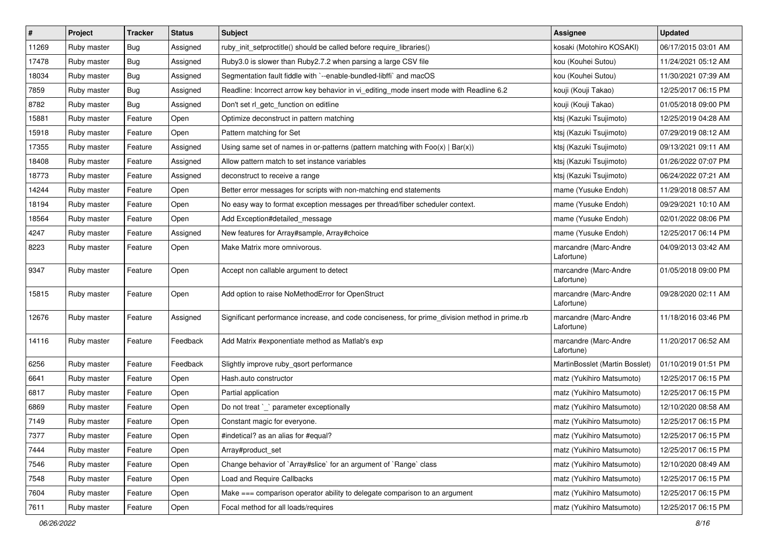| # | Project | Tracker | Status | Subject | Assignee | Updated |
|---|---|---|---|---|---|---|
| 11269 | Ruby master | Bug | Assigned | ruby_init_setproctitle() should be called before require_libraries() | kosaki (Motohiro KOSAKI) | 06/17/2015 03:01 AM |
| 17478 | Ruby master | Bug | Assigned | Ruby3.0 is slower than Ruby2.7.2 when parsing a large CSV file | kou (Kouhei Sutou) | 11/24/2021 05:12 AM |
| 18034 | Ruby master | Bug | Assigned | Segmentation fault fiddle with `--enable-bundled-libffi` and macOS | kou (Kouhei Sutou) | 11/30/2021 07:39 AM |
| 7859 | Ruby master | Bug | Assigned | Readline: Incorrect arrow key behavior in vi_editing_mode insert mode with Readline 6.2 | kouji (Kouji Takao) | 12/25/2017 06:15 PM |
| 8782 | Ruby master | Bug | Assigned | Don't set rl_getc_function on editline | kouji (Kouji Takao) | 01/05/2018 09:00 PM |
| 15881 | Ruby master | Feature | Open | Optimize deconstruct in pattern matching | ktsj (Kazuki Tsujimoto) | 12/25/2019 04:28 AM |
| 15918 | Ruby master | Feature | Open | Pattern matching for Set | ktsj (Kazuki Tsujimoto) | 07/29/2019 08:12 AM |
| 17355 | Ruby master | Feature | Assigned | Using same set of names in or-patterns (pattern matching with Foo(x) \| Bar(x)) | ktsj (Kazuki Tsujimoto) | 09/13/2021 09:11 AM |
| 18408 | Ruby master | Feature | Assigned | Allow pattern match to set instance variables | ktsj (Kazuki Tsujimoto) | 01/26/2022 07:07 PM |
| 18773 | Ruby master | Feature | Assigned | deconstruct to receive a range | ktsj (Kazuki Tsujimoto) | 06/24/2022 07:21 AM |
| 14244 | Ruby master | Feature | Open | Better error messages for scripts with non-matching end statements | mame (Yusuke Endoh) | 11/29/2018 08:57 AM |
| 18194 | Ruby master | Feature | Open | No easy way to format exception messages per thread/fiber scheduler context. | mame (Yusuke Endoh) | 09/29/2021 10:10 AM |
| 18564 | Ruby master | Feature | Open | Add Exception#detailed_message | mame (Yusuke Endoh) | 02/01/2022 08:06 PM |
| 4247 | Ruby master | Feature | Assigned | New features for Array#sample, Array#choice | mame (Yusuke Endoh) | 12/25/2017 06:14 PM |
| 8223 | Ruby master | Feature | Open | Make Matrix more omnivorous. | marcandre (Marc-Andre Lafortune) | 04/09/2013 03:42 AM |
| 9347 | Ruby master | Feature | Open | Accept non callable argument to detect | marcandre (Marc-Andre Lafortune) | 01/05/2018 09:00 PM |
| 15815 | Ruby master | Feature | Open | Add option to raise NoMethodError for OpenStruct | marcandre (Marc-Andre Lafortune) | 09/28/2020 02:11 AM |
| 12676 | Ruby master | Feature | Assigned | Significant performance increase, and code conciseness, for prime_division method in prime.rb | marcandre (Marc-Andre Lafortune) | 11/18/2016 03:46 PM |
| 14116 | Ruby master | Feature | Feedback | Add Matrix #exponentiate method as Matlab's exp | marcandre (Marc-Andre Lafortune) | 11/20/2017 06:52 AM |
| 6256 | Ruby master | Feature | Feedback | Slightly improve ruby_qsort performance | MartinBosslet (Martin Bosslet) | 01/10/2019 01:51 PM |
| 6641 | Ruby master | Feature | Open | Hash.auto constructor | matz (Yukihiro Matsumoto) | 12/25/2017 06:15 PM |
| 6817 | Ruby master | Feature | Open | Partial application | matz (Yukihiro Matsumoto) | 12/25/2017 06:15 PM |
| 6869 | Ruby master | Feature | Open | Do not treat `_` parameter exceptionally | matz (Yukihiro Matsumoto) | 12/10/2020 08:58 AM |
| 7149 | Ruby master | Feature | Open | Constant magic for everyone. | matz (Yukihiro Matsumoto) | 12/25/2017 06:15 PM |
| 7377 | Ruby master | Feature | Open | #indetical? as an alias for #equal? | matz (Yukihiro Matsumoto) | 12/25/2017 06:15 PM |
| 7444 | Ruby master | Feature | Open | Array#product_set | matz (Yukihiro Matsumoto) | 12/25/2017 06:15 PM |
| 7546 | Ruby master | Feature | Open | Change behavior of `Array#slice` for an argument of `Range` class | matz (Yukihiro Matsumoto) | 12/10/2020 08:49 AM |
| 7548 | Ruby master | Feature | Open | Load and Require Callbacks | matz (Yukihiro Matsumoto) | 12/25/2017 06:15 PM |
| 7604 | Ruby master | Feature | Open | Make === comparison operator ability to delegate comparison to an argument | matz (Yukihiro Matsumoto) | 12/25/2017 06:15 PM |
| 7611 | Ruby master | Feature | Open | Focal method for all loads/requires | matz (Yukihiro Matsumoto) | 12/25/2017 06:15 PM |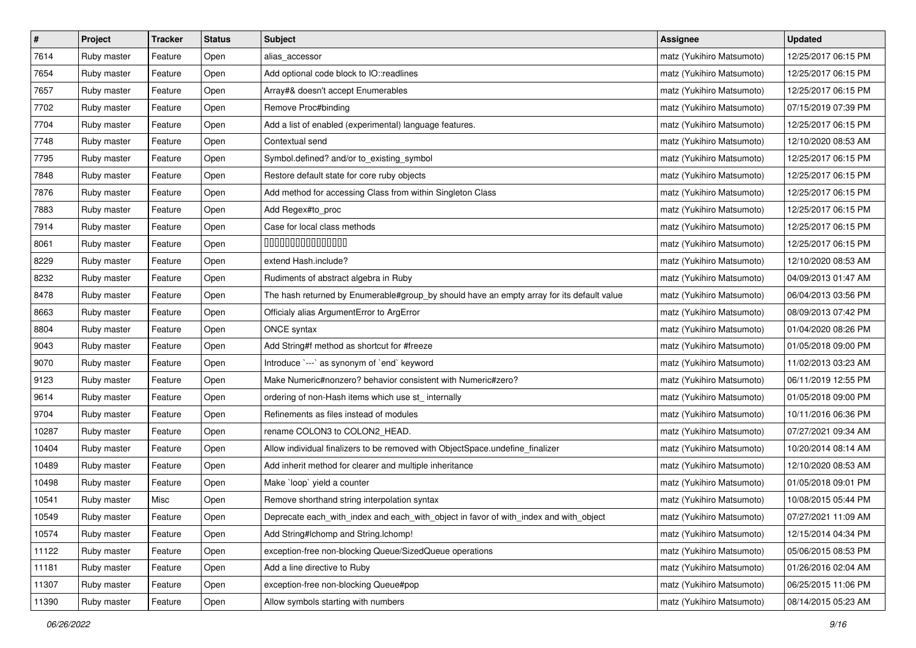| # | Project | Tracker | Status | Subject | Assignee | Updated |
|---|---|---|---|---|---|---|
| 7614 | Ruby master | Feature | Open | alias_accessor | matz (Yukihiro Matsumoto) | 12/25/2017 06:15 PM |
| 7654 | Ruby master | Feature | Open | Add optional code block to IO::readlines | matz (Yukihiro Matsumoto) | 12/25/2017 06:15 PM |
| 7657 | Ruby master | Feature | Open | Array#& doesn't accept Enumerables | matz (Yukihiro Matsumoto) | 12/25/2017 06:15 PM |
| 7702 | Ruby master | Feature | Open | Remove Proc#binding | matz (Yukihiro Matsumoto) | 07/15/2019 07:39 PM |
| 7704 | Ruby master | Feature | Open | Add a list of enabled (experimental) language features. | matz (Yukihiro Matsumoto) | 12/25/2017 06:15 PM |
| 7748 | Ruby master | Feature | Open | Contextual send | matz (Yukihiro Matsumoto) | 12/10/2020 08:53 AM |
| 7795 | Ruby master | Feature | Open | Symbol.defined? and/or to_existing_symbol | matz (Yukihiro Matsumoto) | 12/25/2017 06:15 PM |
| 7848 | Ruby master | Feature | Open | Restore default state for core ruby objects | matz (Yukihiro Matsumoto) | 12/25/2017 06:15 PM |
| 7876 | Ruby master | Feature | Open | Add method for accessing Class from within Singleton Class | matz (Yukihiro Matsumoto) | 12/25/2017 06:15 PM |
| 7883 | Ruby master | Feature | Open | Add Regex#to_proc | matz (Yukihiro Matsumoto) | 12/25/2017 06:15 PM |
| 7914 | Ruby master | Feature | Open | Case for local class methods | matz (Yukihiro Matsumoto) | 12/25/2017 06:15 PM |
| 8061 | Ruby master | Feature | Open | 0000000000000000 | matz (Yukihiro Matsumoto) | 12/25/2017 06:15 PM |
| 8229 | Ruby master | Feature | Open | extend Hash.include? | matz (Yukihiro Matsumoto) | 12/10/2020 08:53 AM |
| 8232 | Ruby master | Feature | Open | Rudiments of abstract algebra in Ruby | matz (Yukihiro Matsumoto) | 04/09/2013 01:47 AM |
| 8478 | Ruby master | Feature | Open | The hash returned by Enumerable#group_by should have an empty array for its default value | matz (Yukihiro Matsumoto) | 06/04/2013 03:56 PM |
| 8663 | Ruby master | Feature | Open | Officialy alias ArgumentError to ArgError | matz (Yukihiro Matsumoto) | 08/09/2013 07:42 PM |
| 8804 | Ruby master | Feature | Open | ONCE syntax | matz (Yukihiro Matsumoto) | 01/04/2020 08:26 PM |
| 9043 | Ruby master | Feature | Open | Add String#f method as shortcut for #freeze | matz (Yukihiro Matsumoto) | 01/05/2018 09:00 PM |
| 9070 | Ruby master | Feature | Open | Introduce `---` as synonym of `end` keyword | matz (Yukihiro Matsumoto) | 11/02/2013 03:23 AM |
| 9123 | Ruby master | Feature | Open | Make Numeric#nonzero? behavior consistent with Numeric#zero? | matz (Yukihiro Matsumoto) | 06/11/2019 12:55 PM |
| 9614 | Ruby master | Feature | Open | ordering of non-Hash items which use st_ internally | matz (Yukihiro Matsumoto) | 01/05/2018 09:00 PM |
| 9704 | Ruby master | Feature | Open | Refinements as files instead of modules | matz (Yukihiro Matsumoto) | 10/11/2016 06:36 PM |
| 10287 | Ruby master | Feature | Open | rename COLON3 to COLON2_HEAD. | matz (Yukihiro Matsumoto) | 07/27/2021 09:34 AM |
| 10404 | Ruby master | Feature | Open | Allow individual finalizers to be removed with ObjectSpace.undefine_finalizer | matz (Yukihiro Matsumoto) | 10/20/2014 08:14 AM |
| 10489 | Ruby master | Feature | Open | Add inherit method for clearer and multiple inheritance | matz (Yukihiro Matsumoto) | 12/10/2020 08:53 AM |
| 10498 | Ruby master | Feature | Open | Make `loop` yield a counter | matz (Yukihiro Matsumoto) | 01/05/2018 09:01 PM |
| 10541 | Ruby master | Misc | Open | Remove shorthand string interpolation syntax | matz (Yukihiro Matsumoto) | 10/08/2015 05:44 PM |
| 10549 | Ruby master | Feature | Open | Deprecate each_with_index and each_with_object in favor of with_index and with_object | matz (Yukihiro Matsumoto) | 07/27/2021 11:09 AM |
| 10574 | Ruby master | Feature | Open | Add String#lchomp and String.lchomp! | matz (Yukihiro Matsumoto) | 12/15/2014 04:34 PM |
| 11122 | Ruby master | Feature | Open | exception-free non-blocking Queue/SizedQueue operations | matz (Yukihiro Matsumoto) | 05/06/2015 08:53 PM |
| 11181 | Ruby master | Feature | Open | Add a line directive to Ruby | matz (Yukihiro Matsumoto) | 01/26/2016 02:04 AM |
| 11307 | Ruby master | Feature | Open | exception-free non-blocking Queue#pop | matz (Yukihiro Matsumoto) | 06/25/2015 11:06 PM |
| 11390 | Ruby master | Feature | Open | Allow symbols starting with numbers | matz (Yukihiro Matsumoto) | 08/14/2015 05:23 AM |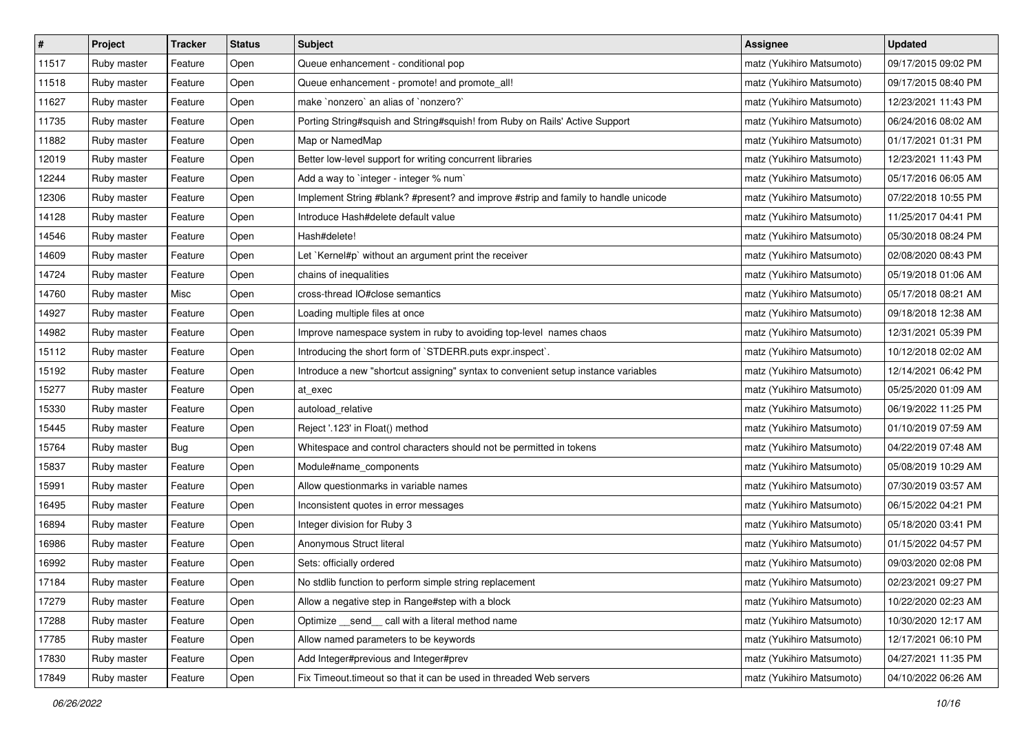| # | Project | Tracker | Status | Subject | Assignee | Updated |
|---|---|---|---|---|---|---|
| 11517 | Ruby master | Feature | Open | Queue enhancement - conditional pop | matz (Yukihiro Matsumoto) | 09/17/2015 09:02 PM |
| 11518 | Ruby master | Feature | Open | Queue enhancement - promote! and promote_all! | matz (Yukihiro Matsumoto) | 09/17/2015 08:40 PM |
| 11627 | Ruby master | Feature | Open | make `nonzero` an alias of `nonzero?` | matz (Yukihiro Matsumoto) | 12/23/2021 11:43 PM |
| 11735 | Ruby master | Feature | Open | Porting String#squish and String#squish! from Ruby on Rails' Active Support | matz (Yukihiro Matsumoto) | 06/24/2016 08:02 AM |
| 11882 | Ruby master | Feature | Open | Map or NamedMap | matz (Yukihiro Matsumoto) | 01/17/2021 01:31 PM |
| 12019 | Ruby master | Feature | Open | Better low-level support for writing concurrent libraries | matz (Yukihiro Matsumoto) | 12/23/2021 11:43 PM |
| 12244 | Ruby master | Feature | Open | Add a way to `integer - integer % num` | matz (Yukihiro Matsumoto) | 05/17/2016 06:05 AM |
| 12306 | Ruby master | Feature | Open | Implement String #blank? #present? and improve #strip and family to handle unicode | matz (Yukihiro Matsumoto) | 07/22/2018 10:55 PM |
| 14128 | Ruby master | Feature | Open | Introduce Hash#delete default value | matz (Yukihiro Matsumoto) | 11/25/2017 04:41 PM |
| 14546 | Ruby master | Feature | Open | Hash#delete! | matz (Yukihiro Matsumoto) | 05/30/2018 08:24 PM |
| 14609 | Ruby master | Feature | Open | Let `Kernel#p` without an argument print the receiver | matz (Yukihiro Matsumoto) | 02/08/2020 08:43 PM |
| 14724 | Ruby master | Feature | Open | chains of inequalities | matz (Yukihiro Matsumoto) | 05/19/2018 01:06 AM |
| 14760 | Ruby master | Misc | Open | cross-thread IO#close semantics | matz (Yukihiro Matsumoto) | 05/17/2018 08:21 AM |
| 14927 | Ruby master | Feature | Open | Loading multiple files at once | matz (Yukihiro Matsumoto) | 09/18/2018 12:38 AM |
| 14982 | Ruby master | Feature | Open | Improve namespace system in ruby to avoiding top-level names chaos | matz (Yukihiro Matsumoto) | 12/31/2021 05:39 PM |
| 15112 | Ruby master | Feature | Open | Introducing the short form of `STDERR.puts expr.inspect`. | matz (Yukihiro Matsumoto) | 10/12/2018 02:02 AM |
| 15192 | Ruby master | Feature | Open | Introduce a new "shortcut assigning" syntax to convenient setup instance variables | matz (Yukihiro Matsumoto) | 12/14/2021 06:42 PM |
| 15277 | Ruby master | Feature | Open | at_exec | matz (Yukihiro Matsumoto) | 05/25/2020 01:09 AM |
| 15330 | Ruby master | Feature | Open | autoload_relative | matz (Yukihiro Matsumoto) | 06/19/2022 11:25 PM |
| 15445 | Ruby master | Feature | Open | Reject '.123' in Float() method | matz (Yukihiro Matsumoto) | 01/10/2019 07:59 AM |
| 15764 | Ruby master | Bug | Open | Whitespace and control characters should not be permitted in tokens | matz (Yukihiro Matsumoto) | 04/22/2019 07:48 AM |
| 15837 | Ruby master | Feature | Open | Module#name_components | matz (Yukihiro Matsumoto) | 05/08/2019 10:29 AM |
| 15991 | Ruby master | Feature | Open | Allow questionmarks in variable names | matz (Yukihiro Matsumoto) | 07/30/2019 03:57 AM |
| 16495 | Ruby master | Feature | Open | Inconsistent quotes in error messages | matz (Yukihiro Matsumoto) | 06/15/2022 04:21 PM |
| 16894 | Ruby master | Feature | Open | Integer division for Ruby 3 | matz (Yukihiro Matsumoto) | 05/18/2020 03:41 PM |
| 16986 | Ruby master | Feature | Open | Anonymous Struct literal | matz (Yukihiro Matsumoto) | 01/15/2022 04:57 PM |
| 16992 | Ruby master | Feature | Open | Sets: officially ordered | matz (Yukihiro Matsumoto) | 09/03/2020 02:08 PM |
| 17184 | Ruby master | Feature | Open | No stdlib function to perform simple string replacement | matz (Yukihiro Matsumoto) | 02/23/2021 09:27 PM |
| 17279 | Ruby master | Feature | Open | Allow a negative step in Range#step with a block | matz (Yukihiro Matsumoto) | 10/22/2020 02:23 AM |
| 17288 | Ruby master | Feature | Open | Optimize __send__ call with a literal method name | matz (Yukihiro Matsumoto) | 10/30/2020 12:17 AM |
| 17785 | Ruby master | Feature | Open | Allow named parameters to be keywords | matz (Yukihiro Matsumoto) | 12/17/2021 06:10 PM |
| 17830 | Ruby master | Feature | Open | Add Integer#previous and Integer#prev | matz (Yukihiro Matsumoto) | 04/27/2021 11:35 PM |
| 17849 | Ruby master | Feature | Open | Fix Timeout.timeout so that it can be used in threaded Web servers | matz (Yukihiro Matsumoto) | 04/10/2022 06:26 AM |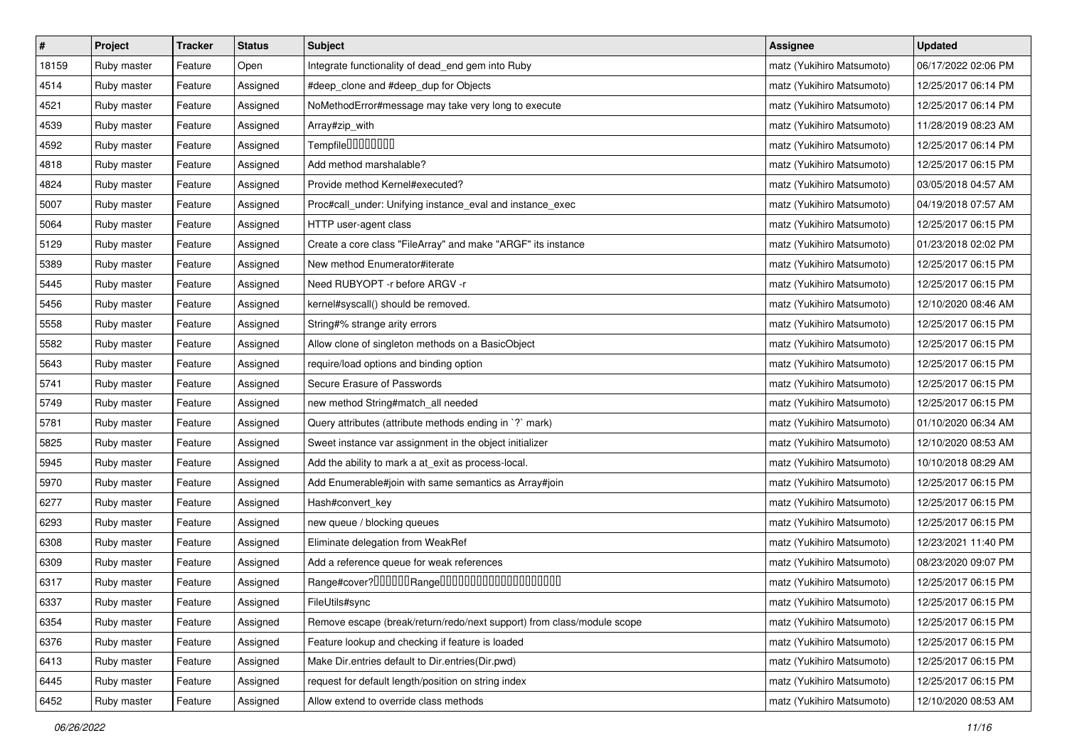| # | Project | Tracker | Status | Subject | Assignee | Updated |
|---|---|---|---|---|---|---|
| 18159 | Ruby master | Feature | Open | Integrate functionality of dead_end gem into Ruby | matz (Yukihiro Matsumoto) | 06/17/2022 02:06 PM |
| 4514 | Ruby master | Feature | Assigned | #deep_clone and #deep_dup for Objects | matz (Yukihiro Matsumoto) | 12/25/2017 06:14 PM |
| 4521 | Ruby master | Feature | Assigned | NoMethodError#message may take very long to execute | matz (Yukihiro Matsumoto) | 12/25/2017 06:14 PM |
| 4539 | Ruby master | Feature | Assigned | Array#zip_with | matz (Yukihiro Matsumoto) | 11/28/2019 08:23 AM |
| 4592 | Ruby master | Feature | Assigned | Tempfile | matz (Yukihiro Matsumoto) | 12/25/2017 06:14 PM |
| 4818 | Ruby master | Feature | Assigned | Add method marshalable? | matz (Yukihiro Matsumoto) | 12/25/2017 06:15 PM |
| 4824 | Ruby master | Feature | Assigned | Provide method Kernel#executed? | matz (Yukihiro Matsumoto) | 03/05/2018 04:57 AM |
| 5007 | Ruby master | Feature | Assigned | Proc#call_under: Unifying instance_eval and instance_exec | matz (Yukihiro Matsumoto) | 04/19/2018 07:57 AM |
| 5064 | Ruby master | Feature | Assigned | HTTP user-agent class | matz (Yukihiro Matsumoto) | 12/25/2017 06:15 PM |
| 5129 | Ruby master | Feature | Assigned | Create a core class "FileArray" and make "ARGF" its instance | matz (Yukihiro Matsumoto) | 01/23/2018 02:02 PM |
| 5389 | Ruby master | Feature | Assigned | New method Enumerator#iterate | matz (Yukihiro Matsumoto) | 12/25/2017 06:15 PM |
| 5445 | Ruby master | Feature | Assigned | Need RUBYOPT -r before ARGV -r | matz (Yukihiro Matsumoto) | 12/25/2017 06:15 PM |
| 5456 | Ruby master | Feature | Assigned | kernel#syscall() should be removed. | matz (Yukihiro Matsumoto) | 12/10/2020 08:46 AM |
| 5558 | Ruby master | Feature | Assigned | String#% strange arity errors | matz (Yukihiro Matsumoto) | 12/25/2017 06:15 PM |
| 5582 | Ruby master | Feature | Assigned | Allow clone of singleton methods on a BasicObject | matz (Yukihiro Matsumoto) | 12/25/2017 06:15 PM |
| 5643 | Ruby master | Feature | Assigned | require/load options and binding option | matz (Yukihiro Matsumoto) | 12/25/2017 06:15 PM |
| 5741 | Ruby master | Feature | Assigned | Secure Erasure of Passwords | matz (Yukihiro Matsumoto) | 12/25/2017 06:15 PM |
| 5749 | Ruby master | Feature | Assigned | new method String#match_all needed | matz (Yukihiro Matsumoto) | 12/25/2017 06:15 PM |
| 5781 | Ruby master | Feature | Assigned | Query attributes (attribute methods ending in `?` mark) | matz (Yukihiro Matsumoto) | 01/10/2020 06:34 AM |
| 5825 | Ruby master | Feature | Assigned | Sweet instance var assignment in the object initializer | matz (Yukihiro Matsumoto) | 12/10/2020 08:53 AM |
| 5945 | Ruby master | Feature | Assigned | Add the ability to mark a at_exit as process-local. | matz (Yukihiro Matsumoto) | 10/10/2018 08:29 AM |
| 5970 | Ruby master | Feature | Assigned | Add Enumerable#join with same semantics as Array#join | matz (Yukihiro Matsumoto) | 12/25/2017 06:15 PM |
| 6277 | Ruby master | Feature | Assigned | Hash#convert_key | matz (Yukihiro Matsumoto) | 12/25/2017 06:15 PM |
| 6293 | Ruby master | Feature | Assigned | new queue / blocking queues | matz (Yukihiro Matsumoto) | 12/25/2017 06:15 PM |
| 6308 | Ruby master | Feature | Assigned | Eliminate delegation from WeakRef | matz (Yukihiro Matsumoto) | 12/23/2021 11:40 PM |
| 6309 | Ruby master | Feature | Assigned | Add a reference queue for weak references | matz (Yukihiro Matsumoto) | 08/23/2020 09:07 PM |
| 6317 | Ruby master | Feature | Assigned | Range#cover?Range | matz (Yukihiro Matsumoto) | 12/25/2017 06:15 PM |
| 6337 | Ruby master | Feature | Assigned | FileUtils#sync | matz (Yukihiro Matsumoto) | 12/25/2017 06:15 PM |
| 6354 | Ruby master | Feature | Assigned | Remove escape (break/return/redo/next support) from class/module scope | matz (Yukihiro Matsumoto) | 12/25/2017 06:15 PM |
| 6376 | Ruby master | Feature | Assigned | Feature lookup and checking if feature is loaded | matz (Yukihiro Matsumoto) | 12/25/2017 06:15 PM |
| 6413 | Ruby master | Feature | Assigned | Make Dir.entries default to Dir.entries(Dir.pwd) | matz (Yukihiro Matsumoto) | 12/25/2017 06:15 PM |
| 6445 | Ruby master | Feature | Assigned | request for default length/position on string index | matz (Yukihiro Matsumoto) | 12/25/2017 06:15 PM |
| 6452 | Ruby master | Feature | Assigned | Allow extend to override class methods | matz (Yukihiro Matsumoto) | 12/10/2020 08:53 AM |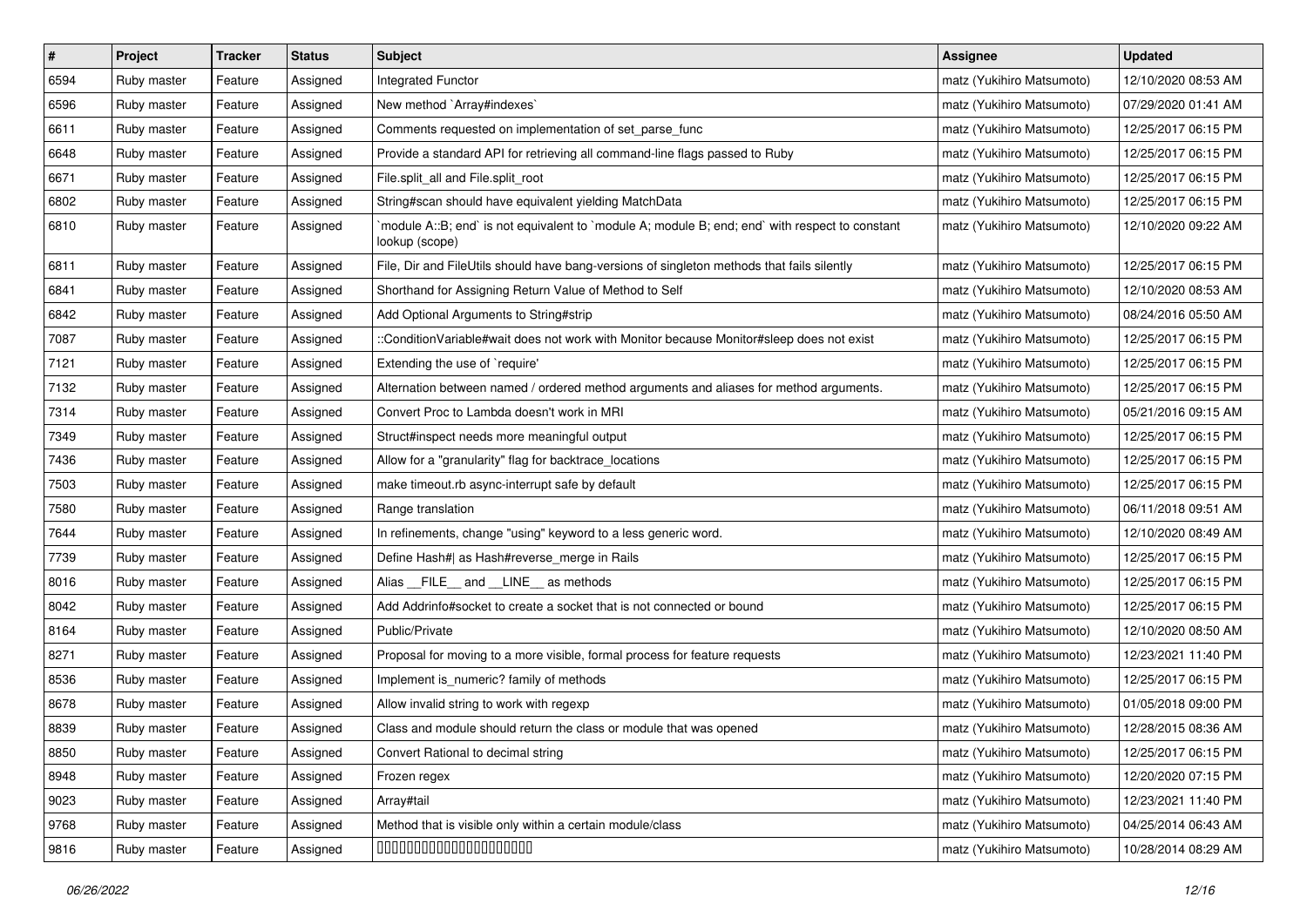| # | Project | Tracker | Status | Subject | Assignee | Updated |
|---|---|---|---|---|---|---|
| 6594 | Ruby master | Feature | Assigned | Integrated Functor | matz (Yukihiro Matsumoto) | 12/10/2020 08:53 AM |
| 6596 | Ruby master | Feature | Assigned | New method `Array#indexes` | matz (Yukihiro Matsumoto) | 07/29/2020 01:41 AM |
| 6611 | Ruby master | Feature | Assigned | Comments requested on implementation of set_parse_func | matz (Yukihiro Matsumoto) | 12/25/2017 06:15 PM |
| 6648 | Ruby master | Feature | Assigned | Provide a standard API for retrieving all command-line flags passed to Ruby | matz (Yukihiro Matsumoto) | 12/25/2017 06:15 PM |
| 6671 | Ruby master | Feature | Assigned | File.split_all and File.split_root | matz (Yukihiro Matsumoto) | 12/25/2017 06:15 PM |
| 6802 | Ruby master | Feature | Assigned | String#scan should have equivalent yielding MatchData | matz (Yukihiro Matsumoto) | 12/25/2017 06:15 PM |
| 6810 | Ruby master | Feature | Assigned | `module A::B; end` is not equivalent to `module A; module B; end; end` with respect to constant lookup (scope) | matz (Yukihiro Matsumoto) | 12/10/2020 09:22 AM |
| 6811 | Ruby master | Feature | Assigned | File, Dir and FileUtils should have bang-versions of singleton methods that fails silently | matz (Yukihiro Matsumoto) | 12/25/2017 06:15 PM |
| 6841 | Ruby master | Feature | Assigned | Shorthand for Assigning Return Value of Method to Self | matz (Yukihiro Matsumoto) | 12/10/2020 08:53 AM |
| 6842 | Ruby master | Feature | Assigned | Add Optional Arguments to String#strip | matz (Yukihiro Matsumoto) | 08/24/2016 05:50 AM |
| 7087 | Ruby master | Feature | Assigned | ::ConditionVariable#wait does not work with Monitor because Monitor#sleep does not exist | matz (Yukihiro Matsumoto) | 12/25/2017 06:15 PM |
| 7121 | Ruby master | Feature | Assigned | Extending the use of `require' | matz (Yukihiro Matsumoto) | 12/25/2017 06:15 PM |
| 7132 | Ruby master | Feature | Assigned | Alternation between named / ordered method arguments and aliases for method arguments. | matz (Yukihiro Matsumoto) | 12/25/2017 06:15 PM |
| 7314 | Ruby master | Feature | Assigned | Convert Proc to Lambda doesn't work in MRI | matz (Yukihiro Matsumoto) | 05/21/2016 09:15 AM |
| 7349 | Ruby master | Feature | Assigned | Struct#inspect needs more meaningful output | matz (Yukihiro Matsumoto) | 12/25/2017 06:15 PM |
| 7436 | Ruby master | Feature | Assigned | Allow for a "granularity" flag for backtrace_locations | matz (Yukihiro Matsumoto) | 12/25/2017 06:15 PM |
| 7503 | Ruby master | Feature | Assigned | make timeout.rb async-interrupt safe by default | matz (Yukihiro Matsumoto) | 12/25/2017 06:15 PM |
| 7580 | Ruby master | Feature | Assigned | Range translation | matz (Yukihiro Matsumoto) | 06/11/2018 09:51 AM |
| 7644 | Ruby master | Feature | Assigned | In refinements, change "using" keyword to a less generic word. | matz (Yukihiro Matsumoto) | 12/10/2020 08:49 AM |
| 7739 | Ruby master | Feature | Assigned | Define Hash#\| as Hash#reverse_merge in Rails | matz (Yukihiro Matsumoto) | 12/25/2017 06:15 PM |
| 8016 | Ruby master | Feature | Assigned | Alias __FILE__ and __LINE__ as methods | matz (Yukihiro Matsumoto) | 12/25/2017 06:15 PM |
| 8042 | Ruby master | Feature | Assigned | Add Addrinfo#socket to create a socket that is not connected or bound | matz (Yukihiro Matsumoto) | 12/25/2017 06:15 PM |
| 8164 | Ruby master | Feature | Assigned | Public/Private | matz (Yukihiro Matsumoto) | 12/10/2020 08:50 AM |
| 8271 | Ruby master | Feature | Assigned | Proposal for moving to a more visible, formal process for feature requests | matz (Yukihiro Matsumoto) | 12/23/2021 11:40 PM |
| 8536 | Ruby master | Feature | Assigned | Implement is_numeric? family of methods | matz (Yukihiro Matsumoto) | 12/25/2017 06:15 PM |
| 8678 | Ruby master | Feature | Assigned | Allow invalid string to work with regexp | matz (Yukihiro Matsumoto) | 01/05/2018 09:00 PM |
| 8839 | Ruby master | Feature | Assigned | Class and module should return the class or module that was opened | matz (Yukihiro Matsumoto) | 12/28/2015 08:36 AM |
| 8850 | Ruby master | Feature | Assigned | Convert Rational to decimal string | matz (Yukihiro Matsumoto) | 12/25/2017 06:15 PM |
| 8948 | Ruby master | Feature | Assigned | Frozen regex | matz (Yukihiro Matsumoto) | 12/20/2020 07:15 PM |
| 9023 | Ruby master | Feature | Assigned | Array#tail | matz (Yukihiro Matsumoto) | 12/23/2021 11:40 PM |
| 9768 | Ruby master | Feature | Assigned | Method that is visible only within a certain module/class | matz (Yukihiro Matsumoto) | 04/25/2014 06:43 AM |
| 9816 | Ruby master | Feature | Assigned | 文字列内の数字を数値として比較するメソッド | matz (Yukihiro Matsumoto) | 10/28/2014 08:29 AM |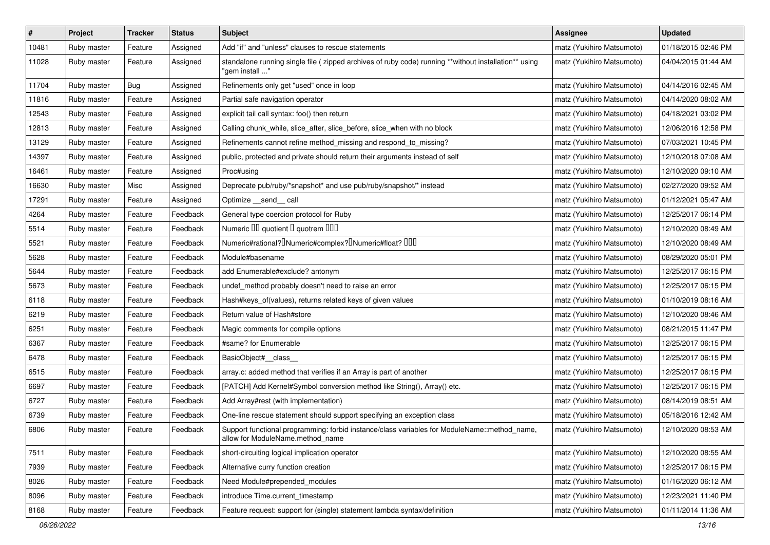| # | Project | Tracker | Status | Subject | Assignee | Updated |
|---|---|---|---|---|---|---|
| 10481 | Ruby master | Feature | Assigned | Add "if" and "unless" clauses to rescue statements | matz (Yukihiro Matsumoto) | 01/18/2015 02:46 PM |
| 11028 | Ruby master | Feature | Assigned | standalone running single file ( zipped archives of ruby code) running **without installation** using "gem install ..." | matz (Yukihiro Matsumoto) | 04/04/2015 01:44 AM |
| 11704 | Ruby master | Bug | Assigned | Refinements only get "used" once in loop | matz (Yukihiro Matsumoto) | 04/14/2016 02:45 AM |
| 11816 | Ruby master | Feature | Assigned | Partial safe navigation operator | matz (Yukihiro Matsumoto) | 04/14/2020 08:02 AM |
| 12543 | Ruby master | Feature | Assigned | explicit tail call syntax: foo() then return | matz (Yukihiro Matsumoto) | 04/18/2021 03:02 PM |
| 12813 | Ruby master | Feature | Assigned | Calling chunk_while, slice_after, slice_before, slice_when with no block | matz (Yukihiro Matsumoto) | 12/06/2016 12:58 PM |
| 13129 | Ruby master | Feature | Assigned | Refinements cannot refine method_missing and respond_to_missing? | matz (Yukihiro Matsumoto) | 07/03/2021 10:45 PM |
| 14397 | Ruby master | Feature | Assigned | public, protected and private should return their arguments instead of self | matz (Yukihiro Matsumoto) | 12/10/2018 07:08 AM |
| 16461 | Ruby master | Feature | Assigned | Proc#using | matz (Yukihiro Matsumoto) | 12/10/2020 09:10 AM |
| 16630 | Ruby master | Misc | Assigned | Deprecate pub/ruby/*snapshot* and use pub/ruby/snapshot/* instead | matz (Yukihiro Matsumoto) | 02/27/2020 09:52 AM |
| 17291 | Ruby master | Feature | Assigned | Optimize __send__ call | matz (Yukihiro Matsumoto) | 01/12/2021 05:47 AM |
| 4264 | Ruby master | Feature | Feedback | General type coercion protocol for Ruby | matz (Yukihiro Matsumoto) | 12/25/2017 06:14 PM |
| 5514 | Ruby master | Feature | Feedback | Numeric □□ quotient □ quotrem □□□ | matz (Yukihiro Matsumoto) | 12/10/2020 08:49 AM |
| 5521 | Ruby master | Feature | Feedback | Numeric#rational?□Numeric#complex?□Numeric#float? □□□ | matz (Yukihiro Matsumoto) | 12/10/2020 08:49 AM |
| 5628 | Ruby master | Feature | Feedback | Module#basename | matz (Yukihiro Matsumoto) | 08/29/2020 05:01 PM |
| 5644 | Ruby master | Feature | Feedback | add Enumerable#exclude? antonym | matz (Yukihiro Matsumoto) | 12/25/2017 06:15 PM |
| 5673 | Ruby master | Feature | Feedback | undef_method probably doesn't need to raise an error | matz (Yukihiro Matsumoto) | 12/25/2017 06:15 PM |
| 6118 | Ruby master | Feature | Feedback | Hash#keys_of(values), returns related keys of given values | matz (Yukihiro Matsumoto) | 01/10/2019 08:16 AM |
| 6219 | Ruby master | Feature | Feedback | Return value of Hash#store | matz (Yukihiro Matsumoto) | 12/10/2020 08:46 AM |
| 6251 | Ruby master | Feature | Feedback | Magic comments for compile options | matz (Yukihiro Matsumoto) | 08/21/2015 11:47 PM |
| 6367 | Ruby master | Feature | Feedback | #same? for Enumerable | matz (Yukihiro Matsumoto) | 12/25/2017 06:15 PM |
| 6478 | Ruby master | Feature | Feedback | BasicObject#__class__ | matz (Yukihiro Matsumoto) | 12/25/2017 06:15 PM |
| 6515 | Ruby master | Feature | Feedback | array.c: added method that verifies if an Array is part of another | matz (Yukihiro Matsumoto) | 12/25/2017 06:15 PM |
| 6697 | Ruby master | Feature | Feedback | [PATCH] Add Kernel#Symbol conversion method like String(), Array() etc. | matz (Yukihiro Matsumoto) | 12/25/2017 06:15 PM |
| 6727 | Ruby master | Feature | Feedback | Add Array#rest (with implementation) | matz (Yukihiro Matsumoto) | 08/14/2019 08:51 AM |
| 6739 | Ruby master | Feature | Feedback | One-line rescue statement should support specifying an exception class | matz (Yukihiro Matsumoto) | 05/18/2016 12:42 AM |
| 6806 | Ruby master | Feature | Feedback | Support functional programming: forbid instance/class variables for ModuleName::method_name, allow for ModuleName.method_name | matz (Yukihiro Matsumoto) | 12/10/2020 08:53 AM |
| 7511 | Ruby master | Feature | Feedback | short-circuiting logical implication operator | matz (Yukihiro Matsumoto) | 12/10/2020 08:55 AM |
| 7939 | Ruby master | Feature | Feedback | Alternative curry function creation | matz (Yukihiro Matsumoto) | 12/25/2017 06:15 PM |
| 8026 | Ruby master | Feature | Feedback | Need Module#prepended_modules | matz (Yukihiro Matsumoto) | 01/16/2020 06:12 AM |
| 8096 | Ruby master | Feature | Feedback | introduce Time.current_timestamp | matz (Yukihiro Matsumoto) | 12/23/2021 11:40 PM |
| 8168 | Ruby master | Feature | Feedback | Feature request: support for (single) statement lambda syntax/definition | matz (Yukihiro Matsumoto) | 01/11/2014 11:36 AM |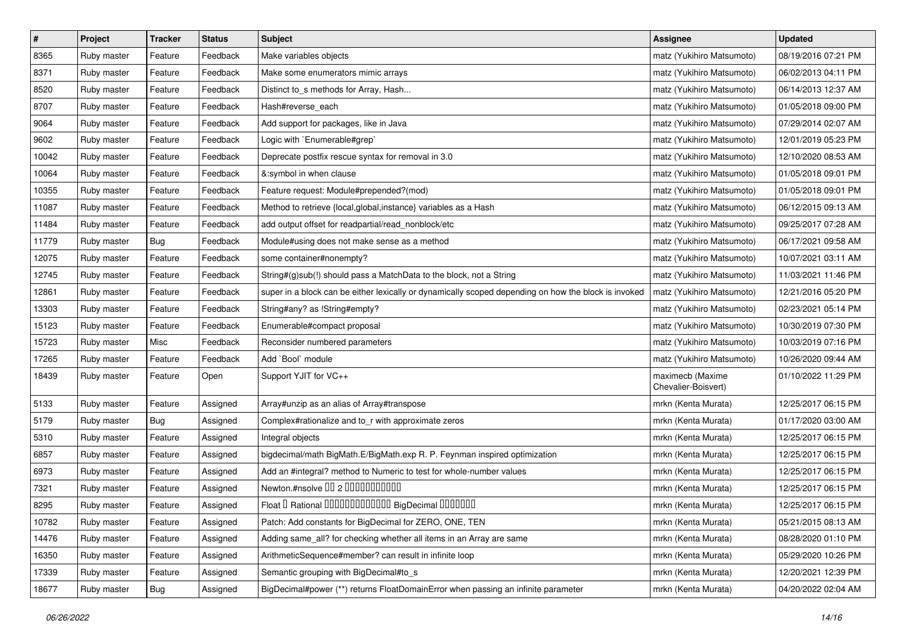| # | Project | Tracker | Status | Subject | Assignee | Updated |
|---|---|---|---|---|---|---|
| 8365 | Ruby master | Feature | Feedback | Make variables objects | matz (Yukihiro Matsumoto) | 08/19/2016 07:21 PM |
| 8371 | Ruby master | Feature | Feedback | Make some enumerators mimic arrays | matz (Yukihiro Matsumoto) | 06/02/2013 04:11 PM |
| 8520 | Ruby master | Feature | Feedback | Distinct to_s methods for Array, Hash... | matz (Yukihiro Matsumoto) | 06/14/2013 12:37 AM |
| 8707 | Ruby master | Feature | Feedback | Hash#reverse_each | matz (Yukihiro Matsumoto) | 01/05/2018 09:00 PM |
| 9064 | Ruby master | Feature | Feedback | Add support for packages, like in Java | matz (Yukihiro Matsumoto) | 07/29/2014 02:07 AM |
| 9602 | Ruby master | Feature | Feedback | Logic with `Enumerable#grep` | matz (Yukihiro Matsumoto) | 12/01/2019 05:23 PM |
| 10042 | Ruby master | Feature | Feedback | Deprecate postfix rescue syntax for removal in 3.0 | matz (Yukihiro Matsumoto) | 12/10/2020 08:53 AM |
| 10064 | Ruby master | Feature | Feedback | &:symbol in when clause | matz (Yukihiro Matsumoto) | 01/05/2018 09:01 PM |
| 10355 | Ruby master | Feature | Feedback | Feature request: Module#prepended?(mod) | matz (Yukihiro Matsumoto) | 01/05/2018 09:01 PM |
| 11087 | Ruby master | Feature | Feedback | Method to retrieve {local,global,instance} variables as a Hash | matz (Yukihiro Matsumoto) | 06/12/2015 09:13 AM |
| 11484 | Ruby master | Feature | Feedback | add output offset for readpartial/read_nonblock/etc | matz (Yukihiro Matsumoto) | 09/25/2017 07:28 AM |
| 11779 | Ruby master | Bug | Feedback | Module#using does not make sense as a method | matz (Yukihiro Matsumoto) | 06/17/2021 09:58 AM |
| 12075 | Ruby master | Feature | Feedback | some container#nonempty? | matz (Yukihiro Matsumoto) | 10/07/2021 03:11 AM |
| 12745 | Ruby master | Feature | Feedback | String#(g)sub(!) should pass a MatchData to the block, not a String | matz (Yukihiro Matsumoto) | 11/03/2021 11:46 PM |
| 12861 | Ruby master | Feature | Feedback | super in a block can be either lexically or dynamically scoped depending on how the block is invoked | matz (Yukihiro Matsumoto) | 12/21/2016 05:20 PM |
| 13303 | Ruby master | Feature | Feedback | String#any? as !String#empty? | matz (Yukihiro Matsumoto) | 02/23/2021 05:14 PM |
| 15123 | Ruby master | Feature | Feedback | Enumerable#compact proposal | matz (Yukihiro Matsumoto) | 10/30/2019 07:30 PM |
| 15723 | Ruby master | Misc | Feedback | Reconsider numbered parameters | matz (Yukihiro Matsumoto) | 10/03/2019 07:16 PM |
| 17265 | Ruby master | Feature | Feedback | Add `Bool` module | matz (Yukihiro Matsumoto) | 10/26/2020 09:44 AM |
| 18439 | Ruby master | Feature | Open | Support YJIT for VC++ | maximecb (Maxime Chevalier-Boisvert) | 01/10/2022 11:29 PM |
| 5133 | Ruby master | Feature | Assigned | Array#unzip as an alias of Array#transpose | mrkn (Kenta Murata) | 12/25/2017 06:15 PM |
| 5179 | Ruby master | Bug | Assigned | Complex#rationalize and to_r with approximate zeros | mrkn (Kenta Murata) | 01/17/2020 03:00 AM |
| 5310 | Ruby master | Feature | Assigned | Integral objects | mrkn (Kenta Murata) | 12/25/2017 06:15 PM |
| 6857 | Ruby master | Feature | Assigned | bigdecimal/math BigMath.E/BigMath.exp R. P. Feynman inspired optimization | mrkn (Kenta Murata) | 12/25/2017 06:15 PM |
| 6973 | Ruby master | Feature | Assigned | Add an #integral? method to Numeric to test for whole-number values | mrkn (Kenta Murata) | 12/25/2017 06:15 PM |
| 7321 | Ruby master | Feature | Assigned | Newton.#nsolve ?? 2 ??????????? | mrkn (Kenta Murata) | 12/25/2017 06:15 PM |
| 8295 | Ruby master | Feature | Assigned | Float ? Rational ????????????? BigDecimal ??????? | mrkn (Kenta Murata) | 12/25/2017 06:15 PM |
| 10782 | Ruby master | Feature | Assigned | Patch: Add constants for BigDecimal for ZERO, ONE, TEN | mrkn (Kenta Murata) | 05/21/2015 08:13 AM |
| 14476 | Ruby master | Feature | Assigned | Adding same_all? for checking whether all items in an Array are same | mrkn (Kenta Murata) | 08/28/2020 01:10 PM |
| 16350 | Ruby master | Feature | Assigned | ArithmeticSequence#member? can result in infinite loop | mrkn (Kenta Murata) | 05/29/2020 10:26 PM |
| 17339 | Ruby master | Feature | Assigned | Semantic grouping with BigDecimal#to_s | mrkn (Kenta Murata) | 12/20/2021 12:39 PM |
| 18677 | Ruby master | Bug | Assigned | BigDecimal#power (**) returns FloatDomainError when passing an infinite parameter | mrkn (Kenta Murata) | 04/20/2022 02:04 AM |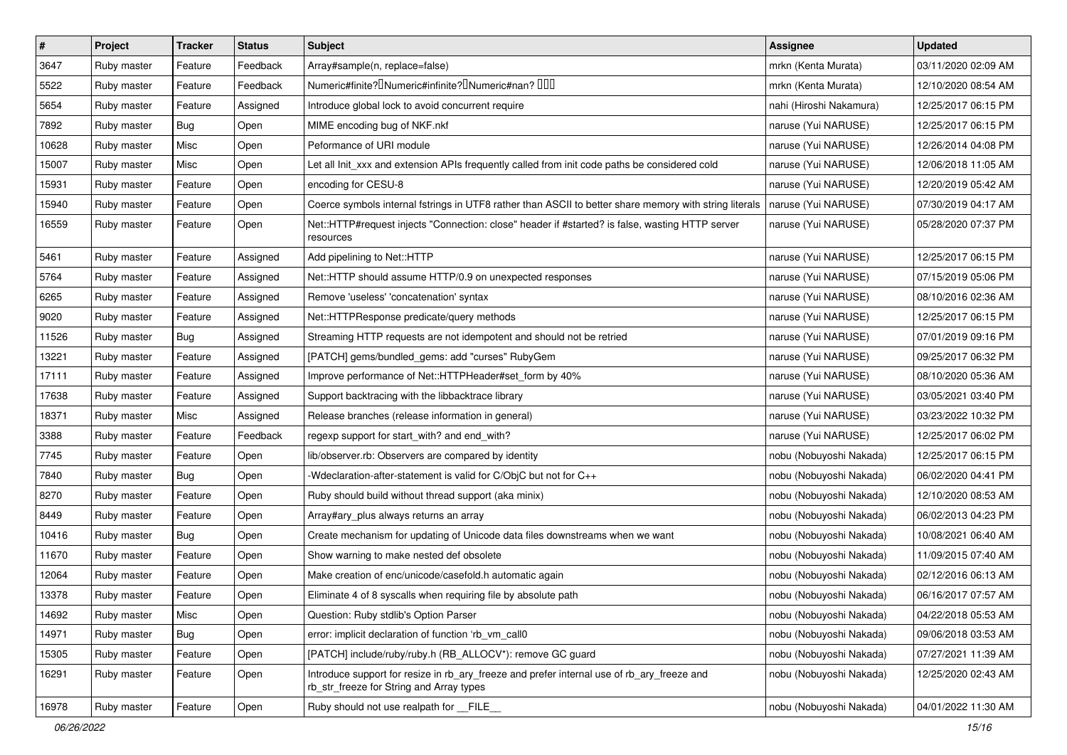| # | Project | Tracker | Status | Subject | Assignee | Updated |
|---|---|---|---|---|---|---|
| 3647 | Ruby master | Feature | Feedback | Array#sample(n, replace=false) | mrkn (Kenta Murata) | 03/11/2020 02:09 AM |
| 5522 | Ruby master | Feature | Feedback | Numeric#finite?Numeric#infinite?Numeric#nan? | mrkn (Kenta Murata) | 12/10/2020 08:54 AM |
| 5654 | Ruby master | Feature | Assigned | Introduce global lock to avoid concurrent require | nahi (Hiroshi Nakamura) | 12/25/2017 06:15 PM |
| 7892 | Ruby master | Bug | Open | MIME encoding bug of NKF.nkf | naruse (Yui NARUSE) | 12/25/2017 06:15 PM |
| 10628 | Ruby master | Misc | Open | Peformance of URI module | naruse (Yui NARUSE) | 12/26/2014 04:08 PM |
| 15007 | Ruby master | Misc | Open | Let all Init_xxx and extension APIs frequently called from init code paths be considered cold | naruse (Yui NARUSE) | 12/06/2018 11:05 AM |
| 15931 | Ruby master | Feature | Open | encoding for CESU-8 | naruse (Yui NARUSE) | 12/20/2019 05:42 AM |
| 15940 | Ruby master | Feature | Open | Coerce symbols internal fstrings in UTF8 rather than ASCII to better share memory with string literals | naruse (Yui NARUSE) | 07/30/2019 04:17 AM |
| 16559 | Ruby master | Feature | Open | Net::HTTP#request injects "Connection: close" header if #started? is false, wasting HTTP server resources | naruse (Yui NARUSE) | 05/28/2020 07:37 PM |
| 5461 | Ruby master | Feature | Assigned | Add pipelining to Net::HTTP | naruse (Yui NARUSE) | 12/25/2017 06:15 PM |
| 5764 | Ruby master | Feature | Assigned | Net::HTTP should assume HTTP/0.9 on unexpected responses | naruse (Yui NARUSE) | 07/15/2019 05:06 PM |
| 6265 | Ruby master | Feature | Assigned | Remove 'useless' 'concatenation' syntax | naruse (Yui NARUSE) | 08/10/2016 02:36 AM |
| 9020 | Ruby master | Feature | Assigned | Net::HTTPResponse predicate/query methods | naruse (Yui NARUSE) | 12/25/2017 06:15 PM |
| 11526 | Ruby master | Bug | Assigned | Streaming HTTP requests are not idempotent and should not be retried | naruse (Yui NARUSE) | 07/01/2019 09:16 PM |
| 13221 | Ruby master | Feature | Assigned | [PATCH] gems/bundled_gems: add "curses" RubyGem | naruse (Yui NARUSE) | 09/25/2017 06:32 PM |
| 17111 | Ruby master | Feature | Assigned | Improve performance of Net::HTTPHeader#set_form by 40% | naruse (Yui NARUSE) | 08/10/2020 05:36 AM |
| 17638 | Ruby master | Feature | Assigned | Support backtracing with the libbacktrace library | naruse (Yui NARUSE) | 03/05/2021 03:40 PM |
| 18371 | Ruby master | Misc | Assigned | Release branches (release information in general) | naruse (Yui NARUSE) | 03/23/2022 10:32 PM |
| 3388 | Ruby master | Feature | Feedback | regexp support for start_with? and end_with? | naruse (Yui NARUSE) | 12/25/2017 06:02 PM |
| 7745 | Ruby master | Feature | Open | lib/observer.rb: Observers are compared by identity | nobu (Nobuyoshi Nakada) | 12/25/2017 06:15 PM |
| 7840 | Ruby master | Bug | Open | -Wdeclaration-after-statement is valid for C/ObjC but not for C++ | nobu (Nobuyoshi Nakada) | 06/02/2020 04:41 PM |
| 8270 | Ruby master | Feature | Open | Ruby should build without thread support (aka minix) | nobu (Nobuyoshi Nakada) | 12/10/2020 08:53 AM |
| 8449 | Ruby master | Feature | Open | Array#ary_plus always returns an array | nobu (Nobuyoshi Nakada) | 06/02/2013 04:23 PM |
| 10416 | Ruby master | Bug | Open | Create mechanism for updating of Unicode data files downstreams when we want | nobu (Nobuyoshi Nakada) | 10/08/2021 06:40 AM |
| 11670 | Ruby master | Feature | Open | Show warning to make nested def obsolete | nobu (Nobuyoshi Nakada) | 11/09/2015 07:40 AM |
| 12064 | Ruby master | Feature | Open | Make creation of enc/unicode/casefold.h automatic again | nobu (Nobuyoshi Nakada) | 02/12/2016 06:13 AM |
| 13378 | Ruby master | Feature | Open | Eliminate 4 of 8 syscalls when requiring file by absolute path | nobu (Nobuyoshi Nakada) | 06/16/2017 07:57 AM |
| 14692 | Ruby master | Misc | Open | Question: Ruby stdlib's Option Parser | nobu (Nobuyoshi Nakada) | 04/22/2018 05:53 AM |
| 14971 | Ruby master | Bug | Open | error: implicit declaration of function 'rb_vm_call0 | nobu (Nobuyoshi Nakada) | 09/06/2018 03:53 AM |
| 15305 | Ruby master | Feature | Open | [PATCH] include/ruby/ruby.h (RB_ALLOCV*): remove GC guard | nobu (Nobuyoshi Nakada) | 07/27/2021 11:39 AM |
| 16291 | Ruby master | Feature | Open | Introduce support for resize in rb_ary_freeze and prefer internal use of rb_ary_freeze and rb_str_freeze for String and Array types | nobu (Nobuyoshi Nakada) | 12/25/2020 02:43 AM |
| 16978 | Ruby master | Feature | Open | Ruby should not use realpath for __FILE__ | nobu (Nobuyoshi Nakada) | 04/01/2022 11:30 AM |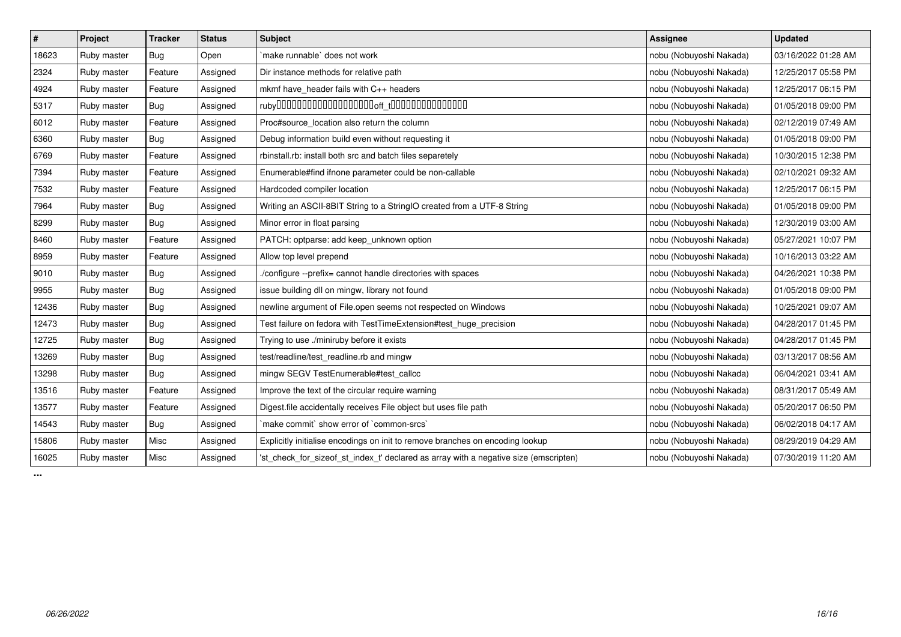| # | Project | Tracker | Status | Subject | Assignee | Updated |
|---|---|---|---|---|---|---|
| 18623 | Ruby master | Bug | Open | `make runnable` does not work | nobu (Nobuyoshi Nakada) | 03/16/2022 01:28 AM |
| 2324 | Ruby master | Feature | Assigned | Dir instance methods for relative path | nobu (Nobuyoshi Nakada) | 12/25/2017 05:58 PM |
| 4924 | Ruby master | Feature | Assigned | mkmf have_header fails with C++ headers | nobu (Nobuyoshi Nakada) | 12/25/2017 06:15 PM |
| 5317 | Ruby master | Bug | Assigned | ruby□□□□□□□□□□□□□□□□□□□off_t□□□□□□□□□□□□□□□ | nobu (Nobuyoshi Nakada) | 01/05/2018 09:00 PM |
| 6012 | Ruby master | Feature | Assigned | Proc#source_location also return the column | nobu (Nobuyoshi Nakada) | 02/12/2019 07:49 AM |
| 6360 | Ruby master | Bug | Assigned | Debug information build even without requesting it | nobu (Nobuyoshi Nakada) | 01/05/2018 09:00 PM |
| 6769 | Ruby master | Feature | Assigned | rbinstall.rb: install both src and batch files separetely | nobu (Nobuyoshi Nakada) | 10/30/2015 12:38 PM |
| 7394 | Ruby master | Feature | Assigned | Enumerable#find ifnone parameter could be non-callable | nobu (Nobuyoshi Nakada) | 02/10/2021 09:32 AM |
| 7532 | Ruby master | Feature | Assigned | Hardcoded compiler location | nobu (Nobuyoshi Nakada) | 12/25/2017 06:15 PM |
| 7964 | Ruby master | Bug | Assigned | Writing an ASCII-8BIT String to a StringIO created from a UTF-8 String | nobu (Nobuyoshi Nakada) | 01/05/2018 09:00 PM |
| 8299 | Ruby master | Bug | Assigned | Minor error in float parsing | nobu (Nobuyoshi Nakada) | 12/30/2019 03:00 AM |
| 8460 | Ruby master | Feature | Assigned | PATCH: optparse: add keep_unknown option | nobu (Nobuyoshi Nakada) | 05/27/2021 10:07 PM |
| 8959 | Ruby master | Feature | Assigned | Allow top level prepend | nobu (Nobuyoshi Nakada) | 10/16/2013 03:22 AM |
| 9010 | Ruby master | Bug | Assigned | ./configure --prefix= cannot handle directories with spaces | nobu (Nobuyoshi Nakada) | 04/26/2021 10:38 PM |
| 9955 | Ruby master | Bug | Assigned | issue building dll on mingw, library not found | nobu (Nobuyoshi Nakada) | 01/05/2018 09:00 PM |
| 12436 | Ruby master | Bug | Assigned | newline argument of File.open seems not respected on Windows | nobu (Nobuyoshi Nakada) | 10/25/2021 09:07 AM |
| 12473 | Ruby master | Bug | Assigned | Test failure on fedora with TestTimeExtension#test_huge_precision | nobu (Nobuyoshi Nakada) | 04/28/2017 01:45 PM |
| 12725 | Ruby master | Bug | Assigned | Trying to use ./miniruby before it exists | nobu (Nobuyoshi Nakada) | 04/28/2017 01:45 PM |
| 13269 | Ruby master | Bug | Assigned | test/readline/test_readline.rb and mingw | nobu (Nobuyoshi Nakada) | 03/13/2017 08:56 AM |
| 13298 | Ruby master | Bug | Assigned | mingw SEGV TestEnumerable#test_callcc | nobu (Nobuyoshi Nakada) | 06/04/2021 03:41 AM |
| 13516 | Ruby master | Feature | Assigned | Improve the text of the circular require warning | nobu (Nobuyoshi Nakada) | 08/31/2017 05:49 AM |
| 13577 | Ruby master | Feature | Assigned | Digest.file accidentally receives File object but uses file path | nobu (Nobuyoshi Nakada) | 05/20/2017 06:50 PM |
| 14543 | Ruby master | Bug | Assigned | `make commit` show error of `common-srcs` | nobu (Nobuyoshi Nakada) | 06/02/2018 04:17 AM |
| 15806 | Ruby master | Misc | Assigned | Explicitly initialise encodings on init to remove branches on encoding lookup | nobu (Nobuyoshi Nakada) | 08/29/2019 04:29 AM |
| 16025 | Ruby master | Misc | Assigned | 'st_check_for_sizeof_st_index_t' declared as array with a negative size (emscripten) | nobu (Nobuyoshi Nakada) | 07/30/2019 11:20 AM |

...